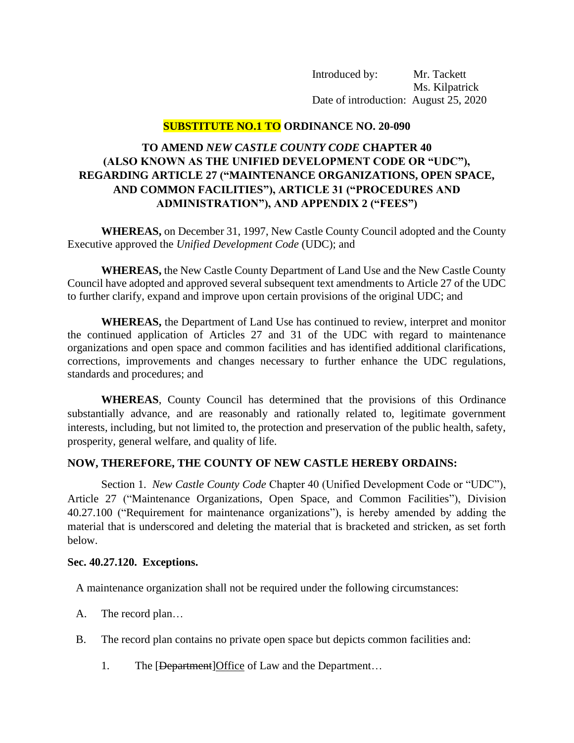Introduced by: Mr. Tackett
Ms. Kilpatrick
Date of introduction: August 25, 2020

**SUBSTITUTE NO.1 TO ORDINANCE NO. 20-090**

**TO AMEND *NEW CASTLE COUNTY CODE* CHAPTER 40 (ALSO KNOWN AS THE UNIFIED DEVELOPMENT CODE OR "UDC"), REGARDING ARTICLE 27 ("MAINTENANCE ORGANIZATIONS, OPEN SPACE, AND COMMON FACILITIES"), ARTICLE 31 ("PROCEDURES AND ADMINISTRATION"), AND APPENDIX 2 ("FEES")**

**WHEREAS,** on December 31, 1997, New Castle County Council adopted and the County Executive approved the *Unified Development Code* (UDC); and

**WHEREAS,** the New Castle County Department of Land Use and the New Castle County Council have adopted and approved several subsequent text amendments to Article 27 of the UDC to further clarify, expand and improve upon certain provisions of the original UDC; and

**WHEREAS,** the Department of Land Use has continued to review, interpret and monitor the continued application of Articles 27 and 31 of the UDC with regard to maintenance organizations and open space and common facilities and has identified additional clarifications, corrections, improvements and changes necessary to further enhance the UDC regulations, standards and procedures; and

**WHEREAS**, County Council has determined that the provisions of this Ordinance substantially advance, and are reasonably and rationally related to, legitimate government interests, including, but not limited to, the protection and preservation of the public health, safety, prosperity, general welfare, and quality of life.

**NOW, THEREFORE, THE COUNTY OF NEW CASTLE HEREBY ORDAINS:**

Section 1. *New Castle County Code* Chapter 40 (Unified Development Code or "UDC"), Article 27 ("Maintenance Organizations, Open Space, and Common Facilities"), Division 40.27.100 ("Requirement for maintenance organizations"), is hereby amended by adding the material that is underscored and deleting the material that is bracketed and stricken, as set forth below.

**Sec. 40.27.120. Exceptions.**

A maintenance organization shall not be required under the following circumstances:

A. The record plan…

B. The record plan contains no private open space but depicts common facilities and:

1. The [~~Department~~]<u>Office</u> of Law and the Department…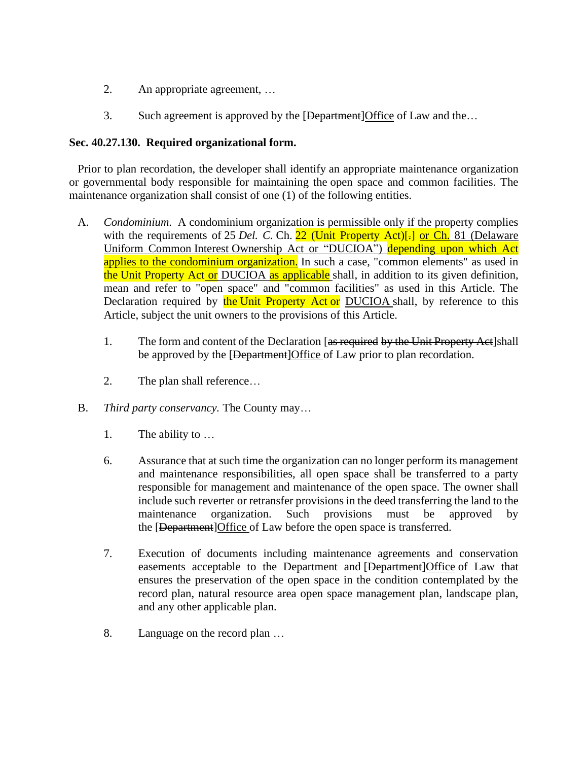2. An appropriate agreement, …

3. Such agreement is approved by the [~~Department~~]Office of Law and the…

**Sec. 40.27.130. Required organizational form.**

Prior to plan recordation, the developer shall identify an appropriate maintenance organization or governmental body responsible for maintaining the open space and common facilities. The maintenance organization shall consist of one (1) of the following entities.

A. *Condominium*. A condominium organization is permissible only if the property complies with the requirements of 25 *Del. C.* Ch. 22 (Unit Property Act)[~~.~~] or Ch. 81 (Delaware Uniform Common Interest Ownership Act or "DUCIOA") depending upon which Act applies to the condominium organization. In such a case, "common elements" as used in the Unit Property Act or DUCIOA as applicable shall, in addition to its given definition, mean and refer to "open space" and "common facilities" as used in this Article. The Declaration required by the Unit Property Act or DUCIOA shall, by reference to this Article, subject the unit owners to the provisions of this Article.

   1. The form and content of the Declaration [~~as required by the Unit Property Act~~]shall be approved by the [~~Department~~]Office of Law prior to plan recordation.

   2. The plan shall reference…

B. *Third party conservancy.* The County may…

   1. The ability to …

   6. Assurance that at such time the organization can no longer perform its management and maintenance responsibilities, all open space shall be transferred to a party responsible for management and maintenance of the open space. The owner shall include such reverter or retransfer provisions in the deed transferring the land to the maintenance organization. Such provisions must be approved by the [~~Department~~]Office of Law before the open space is transferred.

   7. Execution of documents including maintenance agreements and conservation easements acceptable to the Department and [~~Department~~]Office of Law that ensures the preservation of the open space in the condition contemplated by the record plan, natural resource area open space management plan, landscape plan, and any other applicable plan.

   8. Language on the record plan …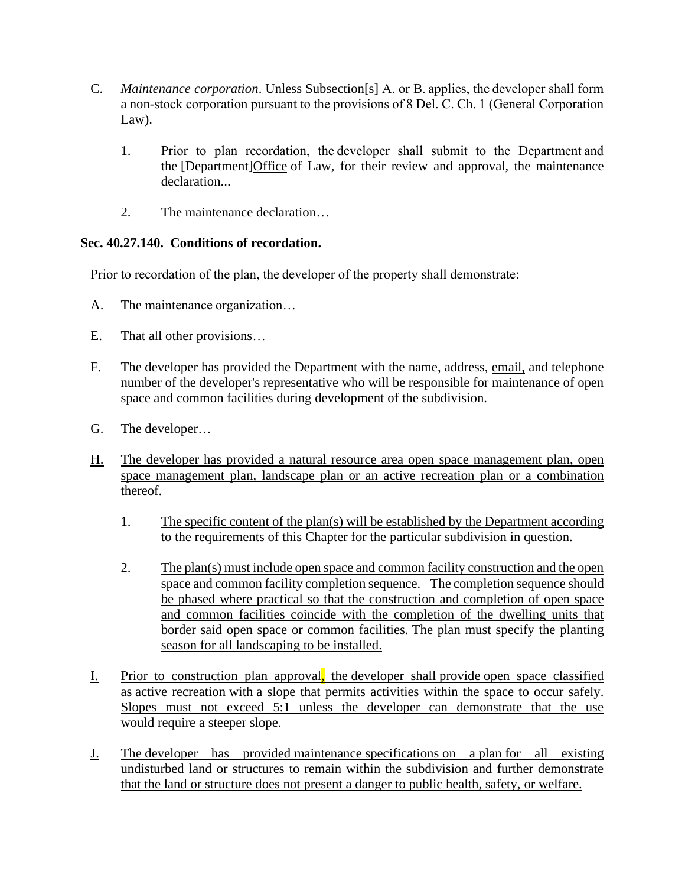C. *Maintenance corporation*. Unless Subsection[s] A. or B. applies, the developer shall form a non-stock corporation pursuant to the provisions of 8 Del. C. Ch. 1 (General Corporation Law).

1. Prior to plan recordation, the developer shall submit to the Department and the [~~Department~~]<u>Office</u> of Law, for their review and approval, the maintenance declaration...

2. The maintenance declaration…

**Sec. 40.27.140. Conditions of recordation.**

Prior to recordation of the plan, the developer of the property shall demonstrate:

A. The maintenance organization…

E. That all other provisions…

F. The developer has provided the Department with the name, address, <u>email,</u> and telephone number of the developer's representative who will be responsible for maintenance of open space and common facilities during development of the subdivision.

G. The developer…

<u>H.</u> <u>The developer has provided a natural resource area open space management plan, open space management plan, landscape plan or an active recreation plan or a combination thereof.</u>

1. <u>The specific content of the plan(s) will be established by the Department according to the requirements of this Chapter for the particular subdivision in question.</u>

2. <u>The plan(s) must include open space and common facility construction and the open space and common facility completion sequence. The completion sequence should be phased where practical so that the construction and completion of open space and common facilities coincide with the completion of the dwelling units that border said open space or common facilities. The plan must specify the planting season for all landscaping to be installed.</u>

<u>I.</u> <u>Prior to construction plan approval, the developer shall provide open space classified as active recreation with a slope that permits activities within the space to occur safely. Slopes must not exceed 5:1 unless the developer can demonstrate that the use would require a steeper slope.</u>

<u>J.</u> <u>The developer has provided maintenance specifications on a plan for all existing undisturbed land or structures to remain within the subdivision and further demonstrate that the land or structure does not present a danger to public health, safety, or welfare.</u>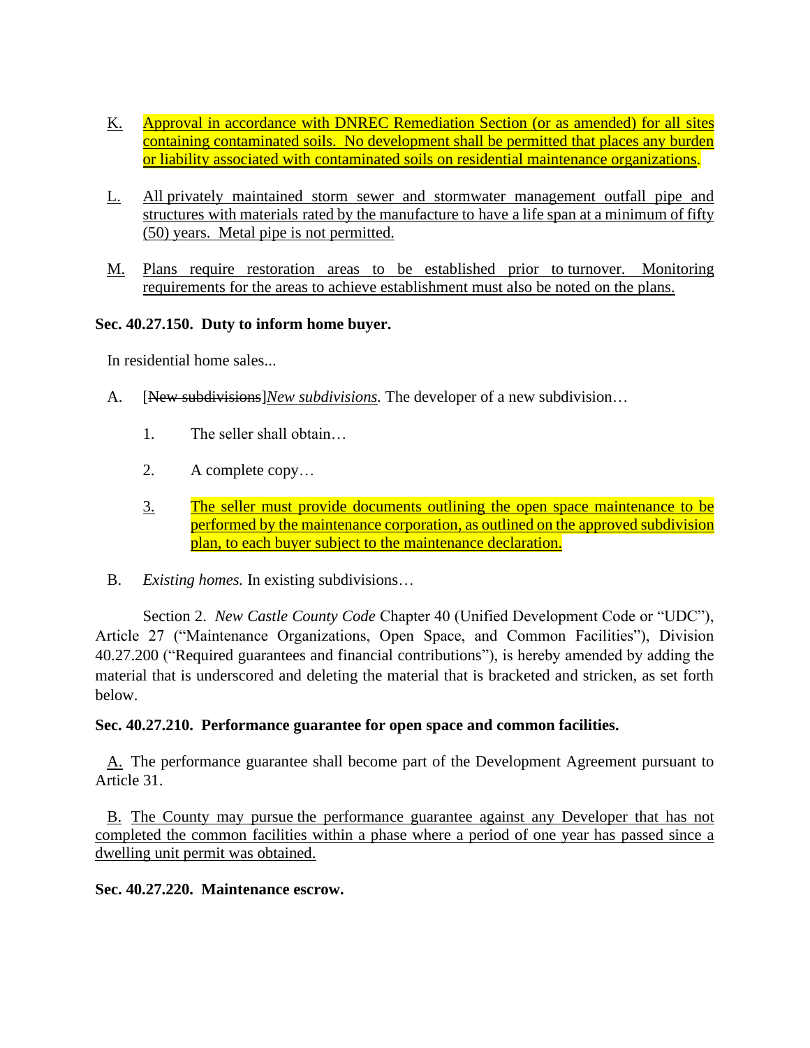K. Approval in accordance with DNREC Remediation Section (or as amended) for all sites containing contaminated soils. No development shall be permitted that places any burden or liability associated with contaminated soils on residential maintenance organizations.

L. All privately maintained storm sewer and stormwater management outfall pipe and structures with materials rated by the manufacture to have a life span at a minimum of fifty (50) years. Metal pipe is not permitted.

M. Plans require restoration areas to be established prior to turnover. Monitoring requirements for the areas to achieve establishment must also be noted on the plans.

**Sec. 40.27.150. Duty to inform home buyer.**

In residential home sales...

A. [~~New subdivisions~~]*New subdivisions.* The developer of a new subdivision…

1. The seller shall obtain…

2. A complete copy…

3. The seller must provide documents outlining the open space maintenance to be performed by the maintenance corporation, as outlined on the approved subdivision plan, to each buyer subject to the maintenance declaration.

B. *Existing homes.* In existing subdivisions…

Section 2. *New Castle County Code* Chapter 40 (Unified Development Code or "UDC"), Article 27 ("Maintenance Organizations, Open Space, and Common Facilities"), Division 40.27.200 ("Required guarantees and financial contributions"), is hereby amended by adding the material that is underscored and deleting the material that is bracketed and stricken, as set forth below.

**Sec. 40.27.210. Performance guarantee for open space and common facilities.**

A. The performance guarantee shall become part of the Development Agreement pursuant to Article 31.

B. The County may pursue the performance guarantee against any Developer that has not completed the common facilities within a phase where a period of one year has passed since a dwelling unit permit was obtained.

**Sec. 40.27.220. Maintenance escrow.**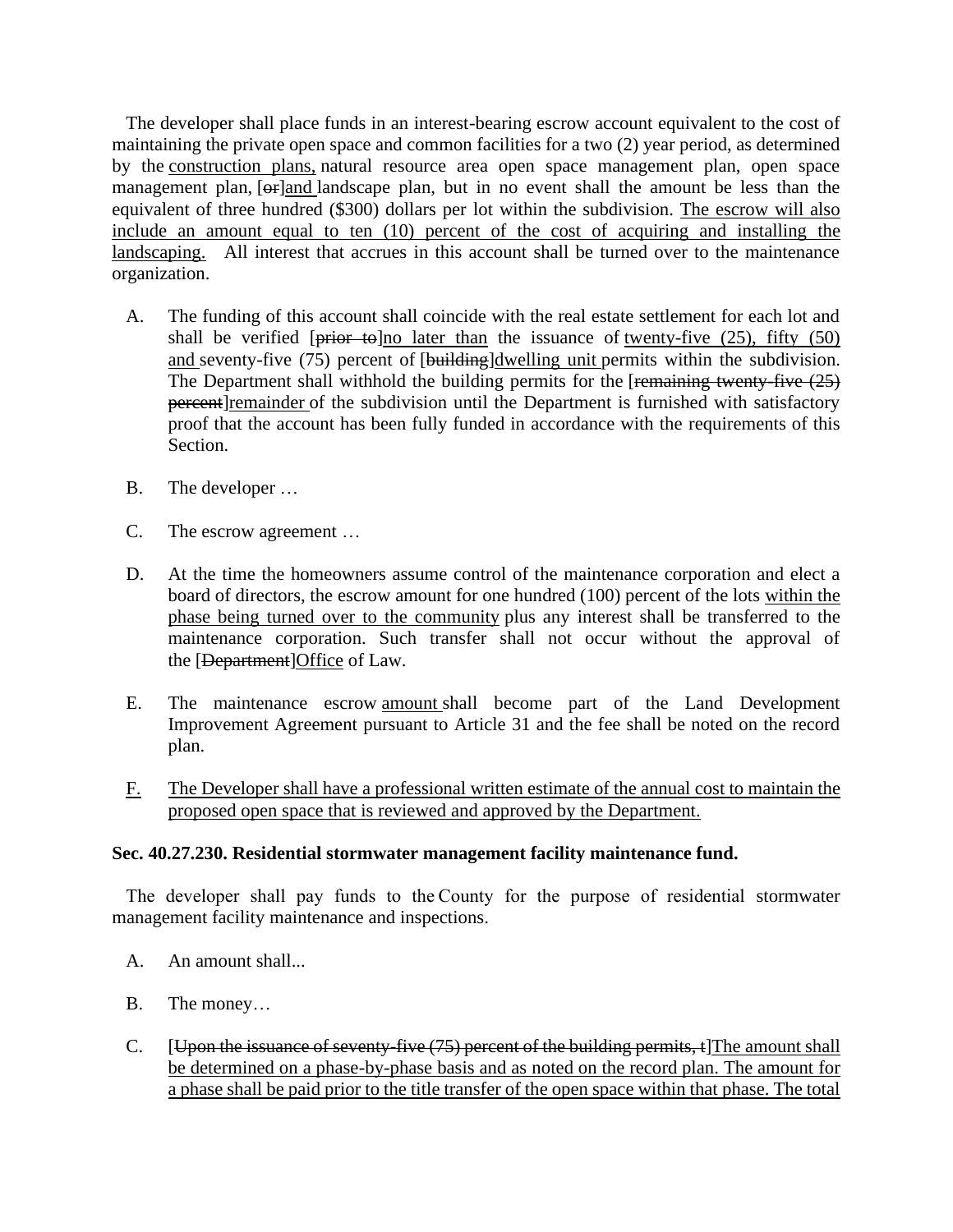The developer shall place funds in an interest-bearing escrow account equivalent to the cost of maintaining the private open space and common facilities for a two (2) year period, as determined by the <u>construction plans,</u> natural resource area open space management plan, open space management plan, [~~or~~]<u>and</u> landscape plan, but in no event shall the amount be less than the equivalent of three hundred ($300) dollars per lot within the subdivision. <u>The escrow will also include an amount equal to ten (10) percent of the cost of acquiring and installing the landscaping.</u> All interest that accrues in this account shall be turned over to the maintenance organization.

A. The funding of this account shall coincide with the real estate settlement for each lot and shall be verified [~~prior to~~]<u>no later than</u> the issuance of <u>twenty-five (25), fifty (50) and</u> seventy-five (75) percent of [~~building~~]<u>dwelling unit</u> permits within the subdivision. The Department shall withhold the building permits for the [~~remaining twenty-five (25) percent~~]<u>remainder</u> of the subdivision until the Department is furnished with satisfactory proof that the account has been fully funded in accordance with the requirements of this Section.

B. The developer …

C. The escrow agreement …

D. At the time the homeowners assume control of the maintenance corporation and elect a board of directors, the escrow amount for one hundred (100) percent of the lots <u>within the phase being turned over to the community</u> plus any interest shall be transferred to the maintenance corporation. Such transfer shall not occur without the approval of the [~~Department~~]<u>Office</u> of Law.

E. The maintenance escrow <u>amount</u> shall become part of the Land Development Improvement Agreement pursuant to Article 31 and the fee shall be noted on the record plan.

<u>F.</u> <u>The Developer shall have a professional written estimate of the annual cost to maintain the proposed open space that is reviewed and approved by the Department.</u>

**Sec. 40.27.230. Residential stormwater management facility maintenance fund.**

The developer shall pay funds to the County for the purpose of residential stormwater management facility maintenance and inspections.

A. An amount shall...

B. The money…

C. [~~Upon the issuance of seventy-five (75) percent of the building permits, t~~]<u>The amount shall be determined on a phase-by-phase basis and as noted on the record plan. The amount for a phase shall be paid prior to the title transfer of the open space within that phase. The total</u>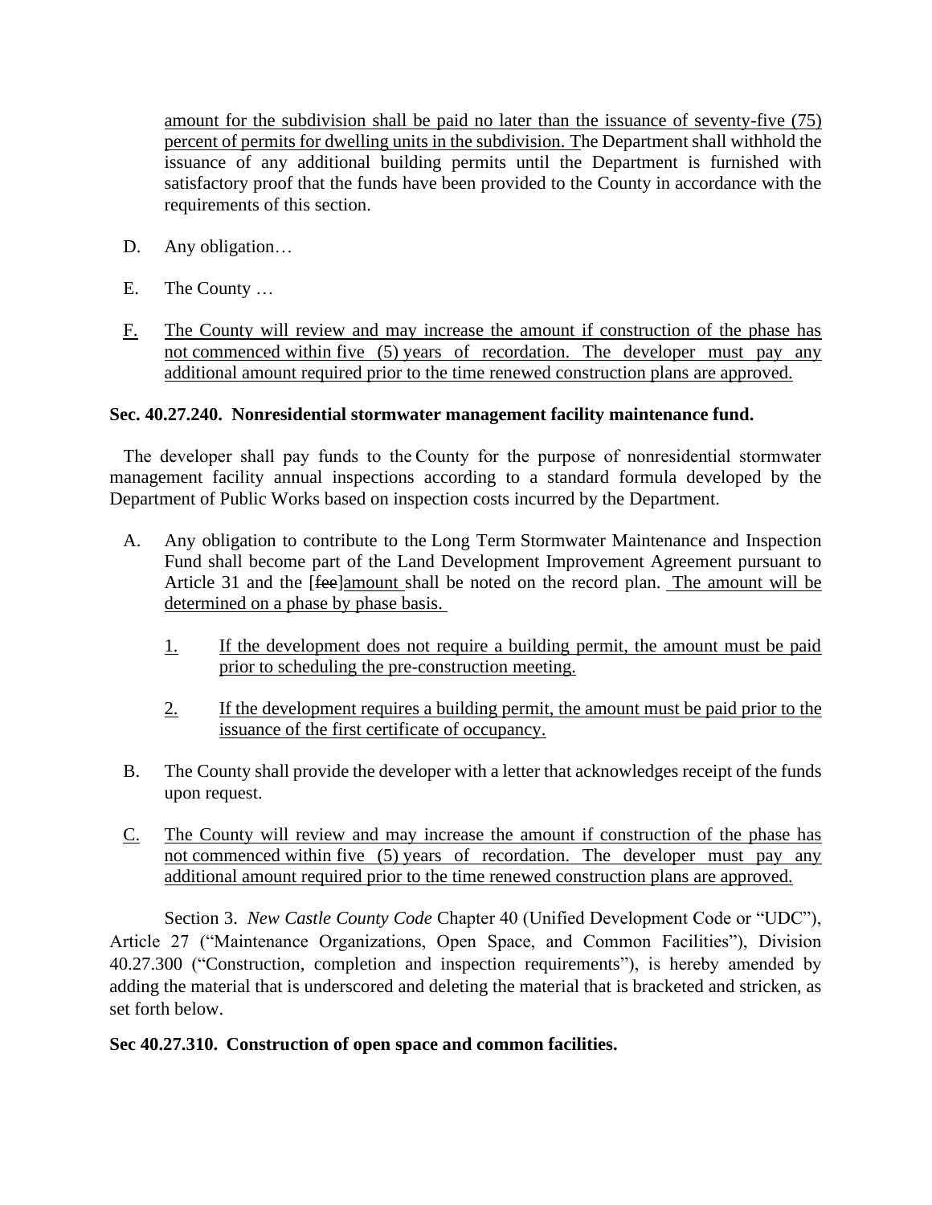amount for the subdivision shall be paid no later than the issuance of seventy-five (75) percent of permits for dwelling units in the subdivision. The Department shall withhold the issuance of any additional building permits until the Department is furnished with satisfactory proof that the funds have been provided to the County in accordance with the requirements of this section.

D. Any obligation…

E. The County …

F. The County will review and may increase the amount if construction of the phase has not commenced within five (5) years of recordation. The developer must pay any additional amount required prior to the time renewed construction plans are approved.

**Sec. 40.27.240. Nonresidential stormwater management facility maintenance fund.**

The developer shall pay funds to the County for the purpose of nonresidential stormwater management facility annual inspections according to a standard formula developed by the Department of Public Works based on inspection costs incurred by the Department.

A. Any obligation to contribute to the Long Term Stormwater Maintenance and Inspection Fund shall become part of the Land Development Improvement Agreement pursuant to Article 31 and the [~~fee~~]amount shall be noted on the record plan. The amount will be determined on a phase by phase basis.

   1. If the development does not require a building permit, the amount must be paid prior to scheduling the pre-construction meeting.

   2. If the development requires a building permit, the amount must be paid prior to the issuance of the first certificate of occupancy.

B. The County shall provide the developer with a letter that acknowledges receipt of the funds upon request.

C. The County will review and may increase the amount if construction of the phase has not commenced within five (5) years of recordation. The developer must pay any additional amount required prior to the time renewed construction plans are approved.

Section 3. *New Castle County Code* Chapter 40 (Unified Development Code or "UDC"), Article 27 ("Maintenance Organizations, Open Space, and Common Facilities"), Division 40.27.300 ("Construction, completion and inspection requirements"), is hereby amended by adding the material that is underscored and deleting the material that is bracketed and stricken, as set forth below.

**Sec 40.27.310. Construction of open space and common facilities.**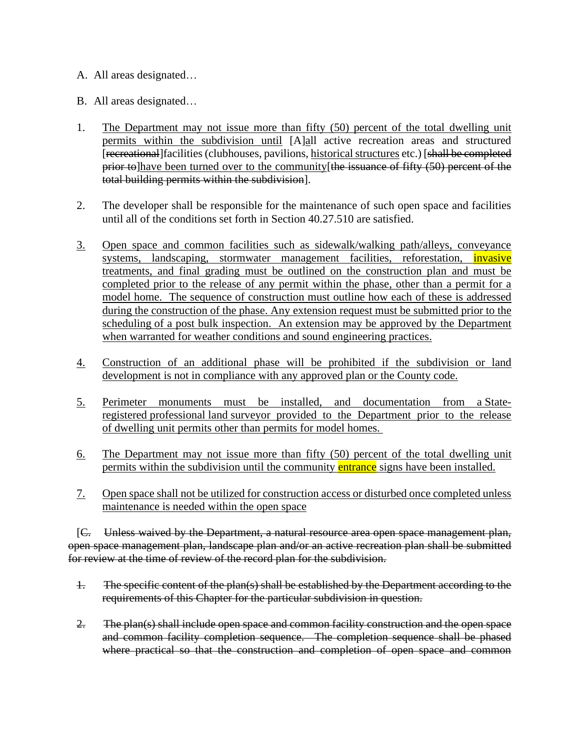A. All areas designated…

B. All areas designated…

1. The Department may not issue more than fifty (50) percent of the total dwelling unit permits within the subdivision until [A]all active recreation areas and structured [recreational]facilities (clubhouses, pavilions, historical structures etc.) [shall be completed prior to]have been turned over to the community[the issuance of fifty (50) percent of the total building permits within the subdivision].

2. The developer shall be responsible for the maintenance of such open space and facilities until all of the conditions set forth in Section 40.27.510 are satisfied.

3. Open space and common facilities such as sidewalk/walking path/alleys, conveyance systems, landscaping, stormwater management facilities, reforestation, invasive treatments, and final grading must be outlined on the construction plan and must be completed prior to the release of any permit within the phase, other than a permit for a model home. The sequence of construction must outline how each of these is addressed during the construction of the phase. Any extension request must be submitted prior to the scheduling of a post bulk inspection. An extension may be approved by the Department when warranted for weather conditions and sound engineering practices.

4. Construction of an additional phase will be prohibited if the subdivision or land development is not in compliance with any approved plan or the County code.

5. Perimeter monuments must be installed, and documentation from a State-registered professional land surveyor provided to the Department prior to the release of dwelling unit permits other than permits for model homes.

6. The Department may not issue more than fifty (50) percent of the total dwelling unit permits within the subdivision until the community entrance signs have been installed.

7. Open space shall not be utilized for construction access or disturbed once completed unless maintenance is needed within the open space

[C. Unless waived by the Department, a natural resource area open space management plan, open space management plan, landscape plan and/or an active recreation plan shall be submitted for review at the time of review of the record plan for the subdivision.

1. The specific content of the plan(s) shall be established by the Department according to the requirements of this Chapter for the particular subdivision in question.

2. The plan(s) shall include open space and common facility construction and the open space and common facility completion sequence. The completion sequence shall be phased where practical so that the construction and completion of open space and common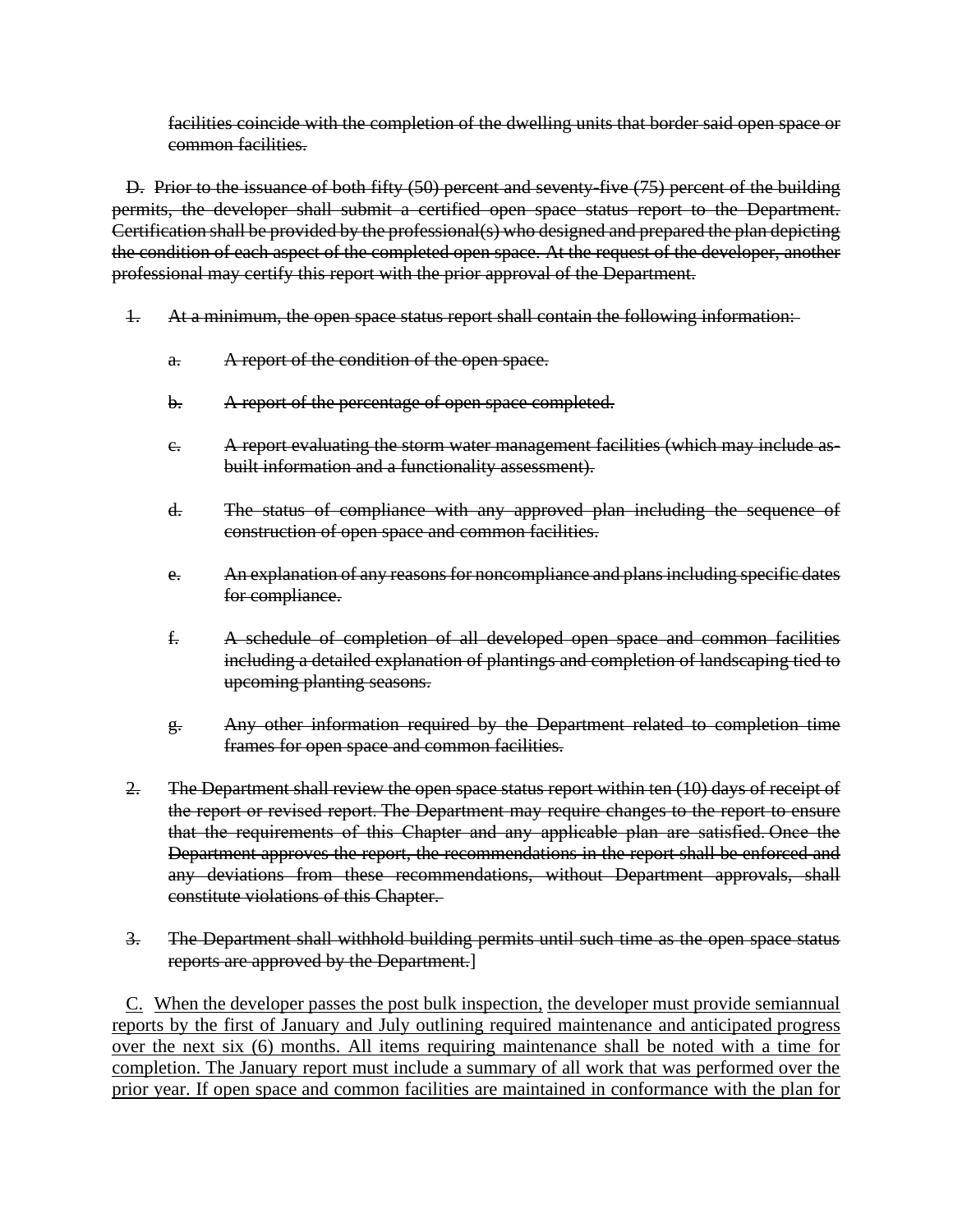~~facilities coincide with the completion of the dwelling units that border said open space or common facilities.~~

~~D. Prior to the issuance of both fifty (50) percent and seventy-five (75) percent of the building permits, the developer shall submit a certified open space status report to the Department. Certification shall be provided by the professional(s) who designed and prepared the plan depicting the condition of each aspect of the completed open space. At the request of the developer, another professional may certify this report with the prior approval of the Department.~~

~~1. At a minimum, the open space status report shall contain the following information:~~

~~a. A report of the condition of the open space.~~

~~b. A report of the percentage of open space completed.~~

~~c. A report evaluating the storm water management facilities (which may include as-built information and a functionality assessment).~~

~~d. The status of compliance with any approved plan including the sequence of construction of open space and common facilities.~~

~~e. An explanation of any reasons for noncompliance and plans including specific dates for compliance.~~

~~f. A schedule of completion of all developed open space and common facilities including a detailed explanation of plantings and completion of landscaping tied to upcoming planting seasons.~~

~~g. Any other information required by the Department related to completion time frames for open space and common facilities.~~

~~2. The Department shall review the open space status report within ten (10) days of receipt of the report or revised report. The Department may require changes to the report to ensure that the requirements of this Chapter and any applicable plan are satisfied. Once the Department approves the report, the recommendations in the report shall be enforced and any deviations from these recommendations, without Department approvals, shall constitute violations of this Chapter.~~

~~3. The Department shall withhold building permits until such time as the open space status reports are approved by the Department.~~]

<u>C.</u> <u>When the developer passes the post bulk inspection,</u> <u>the developer must provide semiannual reports by the first of January and July outlining required maintenance and anticipated progress over the next six (6) months. All items requiring maintenance shall be noted with a time for completion. The January report must include a summary of all work that was performed over the prior year. If open space and common facilities are maintained in conformance with the plan for</u>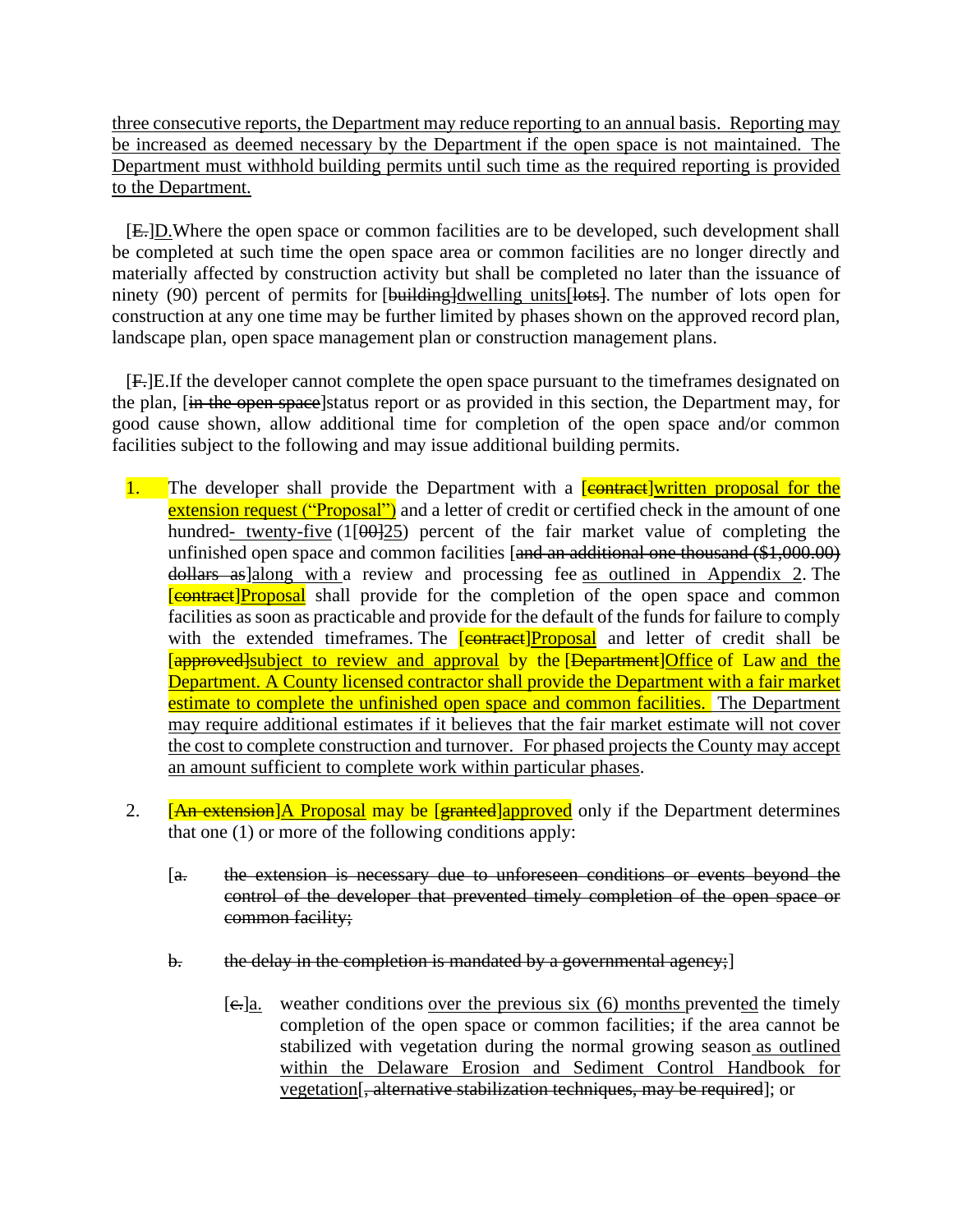three consecutive reports, the Department may reduce reporting to an annual basis. Reporting may be increased as deemed necessary by the Department if the open space is not maintained. The Department must withhold building permits until such time as the required reporting is provided to the Department.

[E.]D.Where the open space or common facilities are to be developed, such development shall be completed at such time the open space area or common facilities are no longer directly and materially affected by construction activity but shall be completed no later than the issuance of ninety (90) percent of permits for [building]dwelling units[lots]. The number of lots open for construction at any one time may be further limited by phases shown on the approved record plan, landscape plan, open space management plan or construction management plans.

[F.]E.If the developer cannot complete the open space pursuant to the timeframes designated on the plan, [in the open space]status report or as provided in this section, the Department may, for good cause shown, allow additional time for completion of the open space and/or common facilities subject to the following and may issue additional building permits.

1. The developer shall provide the Department with a [contract]written proposal for the extension request ("Proposal") and a letter of credit or certified check in the amount of one hundred- twenty-five (1[00]25) percent of the fair market value of completing the unfinished open space and common facilities [and an additional one thousand ($1,000.00) dollars as]along with a review and processing fee as outlined in Appendix 2. The [contract]Proposal shall provide for the completion of the open space and common facilities as soon as practicable and provide for the default of the funds for failure to comply with the extended timeframes. The [contract]Proposal and letter of credit shall be [approved]subject to review and approval by the [Department]Office of Law and the Department. A County licensed contractor shall provide the Department with a fair market estimate to complete the unfinished open space and common facilities. The Department may require additional estimates if it believes that the fair market estimate will not cover the cost to complete construction and turnover. For phased projects the County may accept an amount sufficient to complete work within particular phases.

2. [An extension]A Proposal may be [granted]approved only if the Department determines that one (1) or more of the following conditions apply:

   [a. the extension is necessary due to unforeseen conditions or events beyond the control of the developer that prevented timely completion of the open space or common facility;

   b. the delay in the completion is mandated by a governmental agency;]

      [c.]a. weather conditions over the previous six (6) months prevented the timely completion of the open space or common facilities; if the area cannot be stabilized with vegetation during the normal growing season as outlined within the Delaware Erosion and Sediment Control Handbook for vegetation[, alternative stabilization techniques, may be required]; or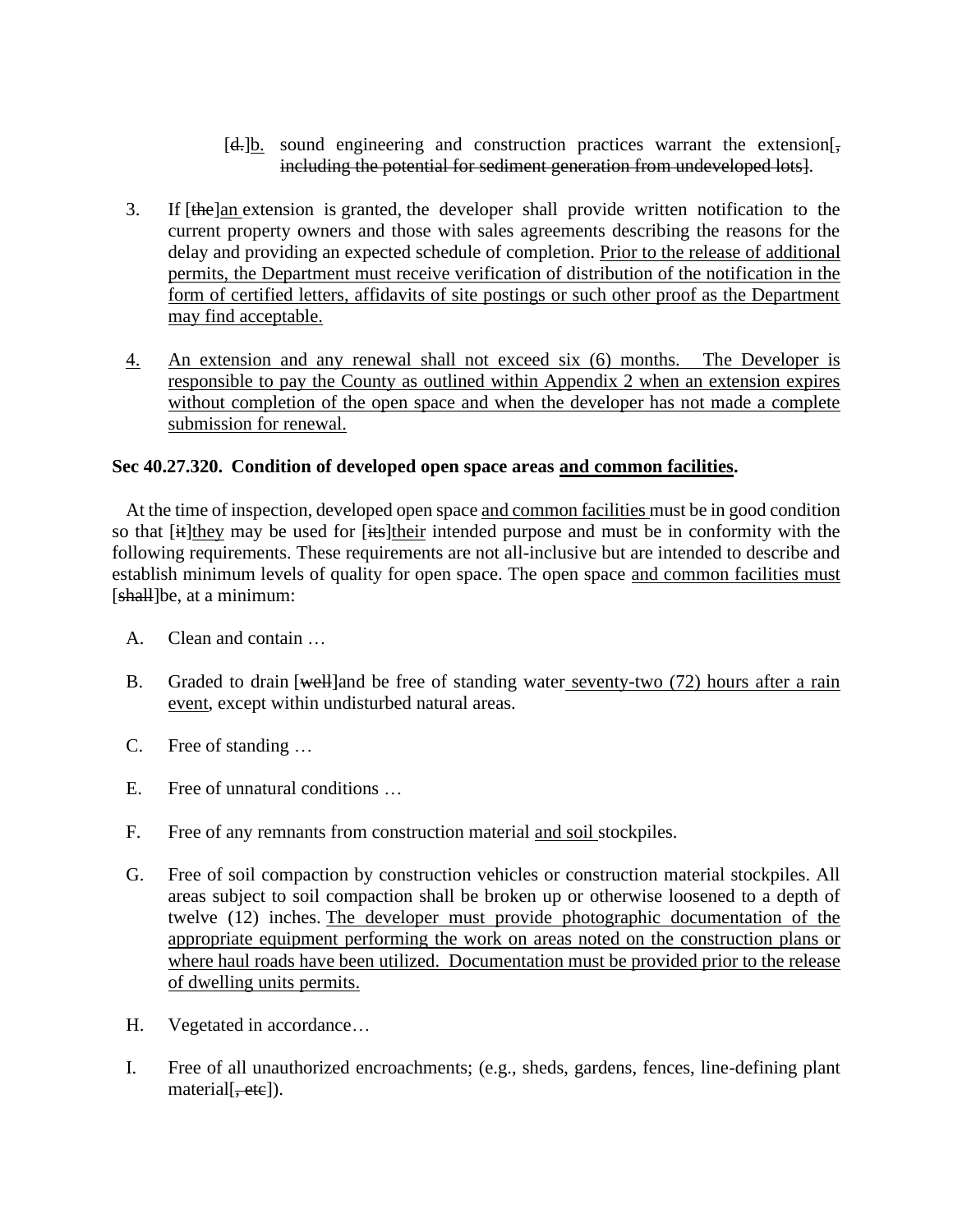[d.]b. sound engineering and construction practices warrant the extension[, including the potential for sediment generation from undeveloped lots].

3. If [the]an extension is granted, the developer shall provide written notification to the current property owners and those with sales agreements describing the reasons for the delay and providing an expected schedule of completion. Prior to the release of additional permits, the Department must receive verification of distribution of the notification in the form of certified letters, affidavits of site postings or such other proof as the Department may find acceptable.

4. An extension and any renewal shall not exceed six (6) months. The Developer is responsible to pay the County as outlined within Appendix 2 when an extension expires without completion of the open space and when the developer has not made a complete submission for renewal.

**Sec 40.27.320. Condition of developed open space areas and common facilities.**

At the time of inspection, developed open space and common facilities must be in good condition so that [it]they may be used for [its]their intended purpose and must be in conformity with the following requirements. These requirements are not all-inclusive but are intended to describe and establish minimum levels of quality for open space. The open space and common facilities must [shall]be, at a minimum:

A. Clean and contain …

B. Graded to drain [well]and be free of standing water seventy-two (72) hours after a rain event, except within undisturbed natural areas.

C. Free of standing …

E. Free of unnatural conditions …

F. Free of any remnants from construction material and soil stockpiles.

G. Free of soil compaction by construction vehicles or construction material stockpiles. All areas subject to soil compaction shall be broken up or otherwise loosened to a depth of twelve (12) inches. The developer must provide photographic documentation of the appropriate equipment performing the work on areas noted on the construction plans or where haul roads have been utilized. Documentation must be provided prior to the release of dwelling units permits.

H. Vegetated in accordance…

I. Free of all unauthorized encroachments; (e.g., sheds, gardens, fences, line-defining plant material[, etc]).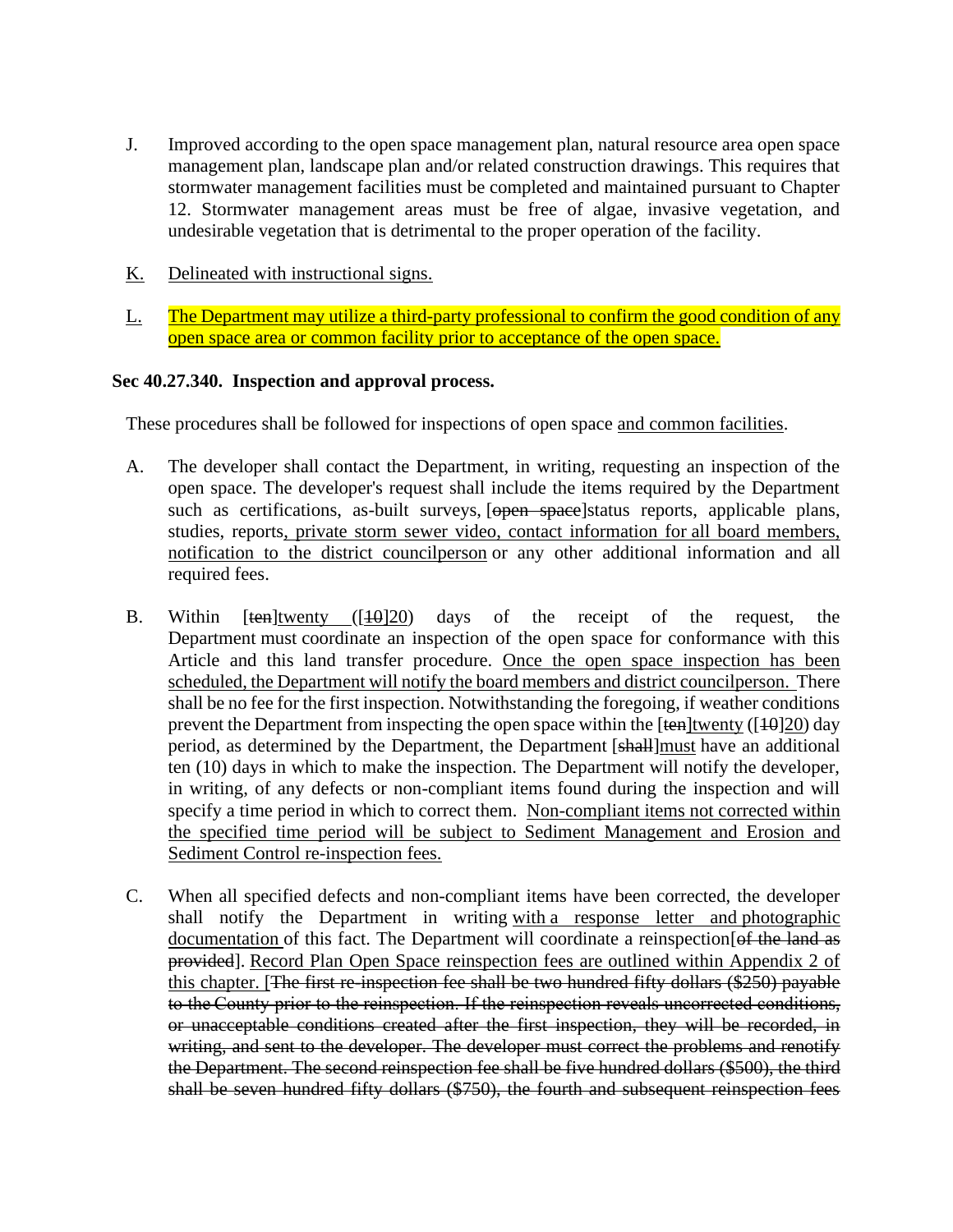J. Improved according to the open space management plan, natural resource area open space management plan, landscape plan and/or related construction drawings. This requires that stormwater management facilities must be completed and maintained pursuant to Chapter 12. Stormwater management areas must be free of algae, invasive vegetation, and undesirable vegetation that is detrimental to the proper operation of the facility.

K. Delineated with instructional signs.

L. The Department may utilize a third-party professional to confirm the good condition of any open space area or common facility prior to acceptance of the open space.

**Sec 40.27.340. Inspection and approval process.**

These procedures shall be followed for inspections of open space and common facilities.

A. The developer shall contact the Department, in writing, requesting an inspection of the open space. The developer's request shall include the items required by the Department such as certifications, as-built surveys, [~~open space~~]status reports, applicable plans, studies, reports, private storm sewer video, contact information for all board members, notification to the district councilperson or any other additional information and all required fees.

B. Within [~~ten~~]twenty ([~~10~~]20) days of the receipt of the request, the Department must coordinate an inspection of the open space for conformance with this Article and this land transfer procedure. Once the open space inspection has been scheduled, the Department will notify the board members and district councilperson. There shall be no fee for the first inspection. Notwithstanding the foregoing, if weather conditions prevent the Department from inspecting the open space within the [~~ten~~]twenty ([~~10~~]20) day period, as determined by the Department, the Department [~~shall~~]must have an additional ten (10) days in which to make the inspection. The Department will notify the developer, in writing, of any defects or non-compliant items found during the inspection and will specify a time period in which to correct them. Non-compliant items not corrected within the specified time period will be subject to Sediment Management and Erosion and Sediment Control re-inspection fees.

C. When all specified defects and non-compliant items have been corrected, the developer shall notify the Department in writing with a response letter and photographic documentation of this fact. The Department will coordinate a reinspection[~~of the land as provided~~]. Record Plan Open Space reinspection fees are outlined within Appendix 2 of this chapter. [~~The first re-inspection fee shall be two hundred fifty dollars ($250) payable to the County prior to the reinspection. If the reinspection reveals uncorrected conditions, or unacceptable conditions created after the first inspection, they will be recorded, in writing, and sent to the developer. The developer must correct the problems and renotify the Department. The second reinspection fee shall be five hundred dollars ($500), the third shall be seven hundred fifty dollars ($750), the fourth and subsequent reinspection fees~~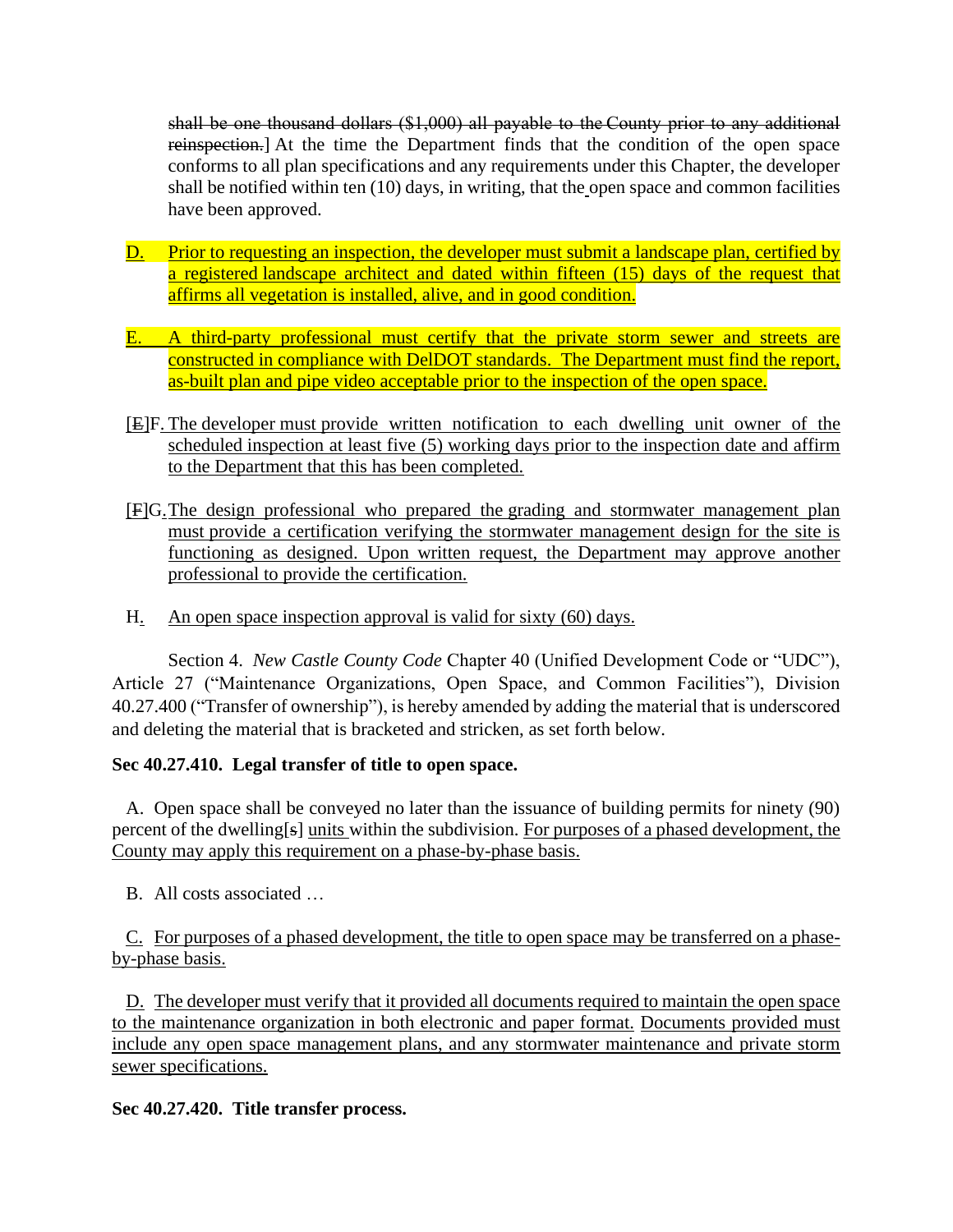~~shall be one thousand dollars ($1,000) all payable to the County prior to any additional reinspection.~~] At the time the Department finds that the condition of the open space conforms to all plan specifications and any requirements under this Chapter, the developer shall be notified within ten (10) days, in writing, that the open space and common facilities have been approved.

D. Prior to requesting an inspection, the developer must submit a landscape plan, certified by a registered landscape architect and dated within fifteen (15) days of the request that affirms all vegetation is installed, alive, and in good condition.

E. A third-party professional must certify that the private storm sewer and streets are constructed in compliance with DelDOT standards. The Department must find the report, as-built plan and pipe video acceptable prior to the inspection of the open space.

[~~E~~]F. The developer must provide written notification to each dwelling unit owner of the scheduled inspection at least five (5) working days prior to the inspection date and affirm to the Department that this has been completed.

[~~F~~]G. The design professional who prepared the grading and stormwater management plan must provide a certification verifying the stormwater management design for the site is functioning as designed. Upon written request, the Department may approve another professional to provide the certification.

H. An open space inspection approval is valid for sixty (60) days.

Section 4. *New Castle County Code* Chapter 40 (Unified Development Code or "UDC"), Article 27 ("Maintenance Organizations, Open Space, and Common Facilities"), Division 40.27.400 ("Transfer of ownership"), is hereby amended by adding the material that is underscored and deleting the material that is bracketed and stricken, as set forth below.

**Sec 40.27.410. Legal transfer of title to open space.**

A. Open space shall be conveyed no later than the issuance of building permits for ninety (90) percent of the dwelling[~~s~~] units within the subdivision. For purposes of a phased development, the County may apply this requirement on a phase-by-phase basis.

B. All costs associated …

C. For purposes of a phased development, the title to open space may be transferred on a phase-by-phase basis.

D. The developer must verify that it provided all documents required to maintain the open space to the maintenance organization in both electronic and paper format. Documents provided must include any open space management plans, and any stormwater maintenance and private storm sewer specifications.

**Sec 40.27.420. Title transfer process.**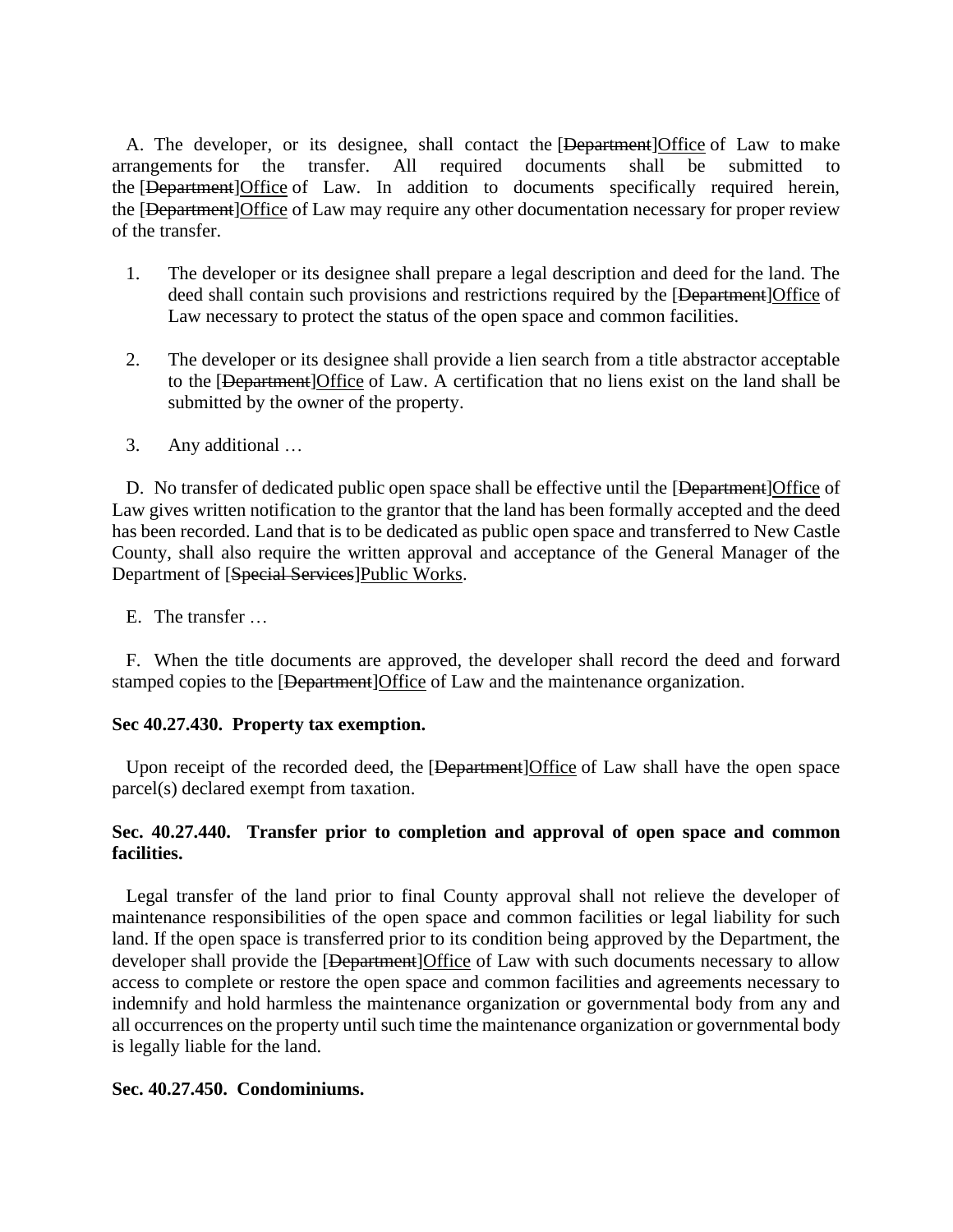A. The developer, or its designee, shall contact the [~~Department~~]<u>Office</u> of Law to make arrangements for the transfer. All required documents shall be submitted to the [~~Department~~]<u>Office</u> of Law. In addition to documents specifically required herein, the [~~Department~~]<u>Office</u> of Law may require any other documentation necessary for proper review of the transfer.

1. The developer or its designee shall prepare a legal description and deed for the land. The deed shall contain such provisions and restrictions required by the [~~Department~~]<u>Office</u> of Law necessary to protect the status of the open space and common facilities.

2. The developer or its designee shall provide a lien search from a title abstractor acceptable to the [~~Department~~]<u>Office</u> of Law. A certification that no liens exist on the land shall be submitted by the owner of the property.

3. Any additional …

D. No transfer of dedicated public open space shall be effective until the [~~Department~~]<u>Office</u> of Law gives written notification to the grantor that the land has been formally accepted and the deed has been recorded. Land that is to be dedicated as public open space and transferred to New Castle County, shall also require the written approval and acceptance of the General Manager of the Department of [~~Special Services~~]<u>Public Works</u>.

E. The transfer …

F. When the title documents are approved, the developer shall record the deed and forward stamped copies to the [~~Department~~]<u>Office</u> of Law and the maintenance organization.

**Sec 40.27.430. Property tax exemption.**

Upon receipt of the recorded deed, the [~~Department~~]<u>Office</u> of Law shall have the open space parcel(s) declared exempt from taxation.

**Sec. 40.27.440. Transfer prior to completion and approval of open space and common facilities.**

Legal transfer of the land prior to final County approval shall not relieve the developer of maintenance responsibilities of the open space and common facilities or legal liability for such land. If the open space is transferred prior to its condition being approved by the Department, the developer shall provide the [~~Department~~]<u>Office</u> of Law with such documents necessary to allow access to complete or restore the open space and common facilities and agreements necessary to indemnify and hold harmless the maintenance organization or governmental body from any and all occurrences on the property until such time the maintenance organization or governmental body is legally liable for the land.

**Sec. 40.27.450. Condominiums.**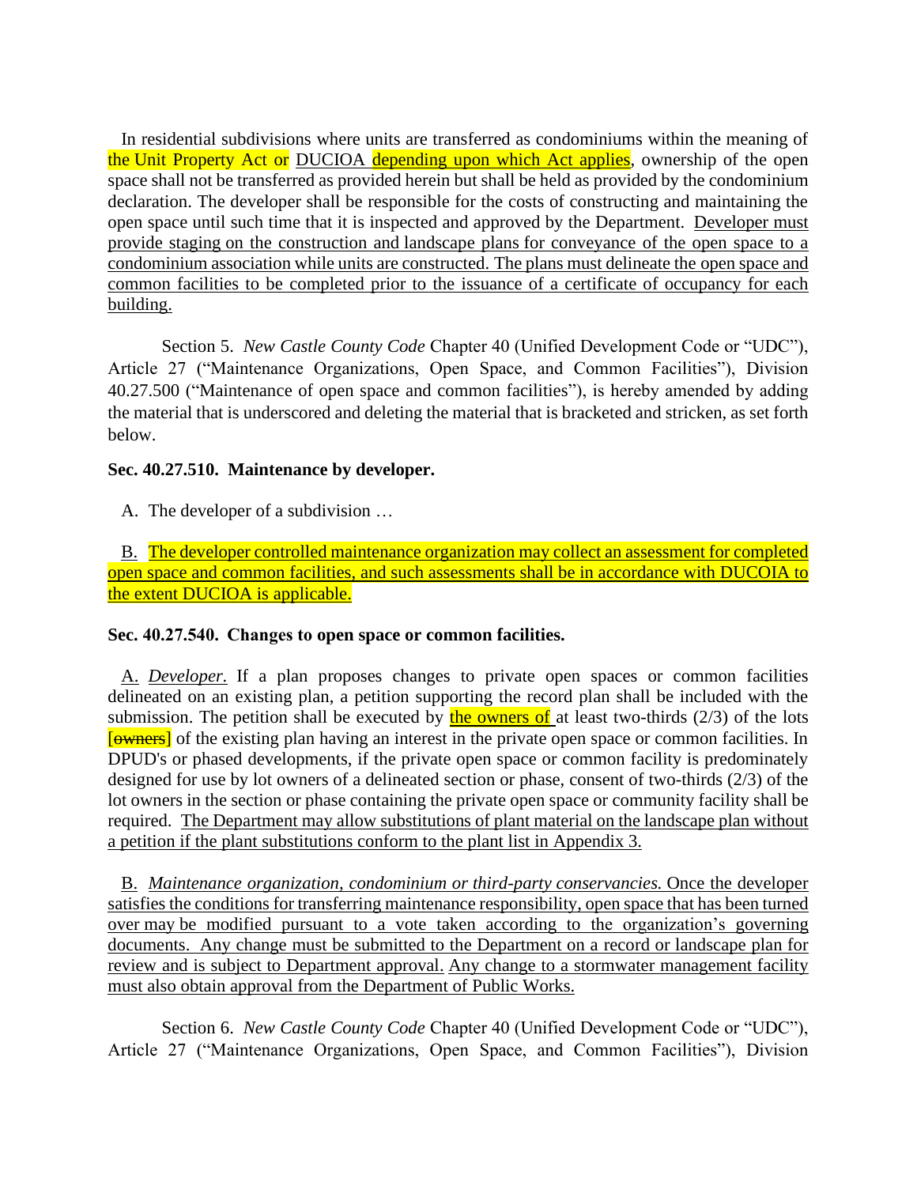In residential subdivisions where units are transferred as condominiums within the meaning of the Unit Property Act or <u>DUCIOA</u> <u>depending upon which Act applies</u>, ownership of the open space shall not be transferred as provided herein but shall be held as provided by the condominium declaration. The developer shall be responsible for the costs of constructing and maintaining the open space until such time that it is inspected and approved by the Department. <u>Developer must provide staging on the construction and landscape plans for conveyance of the open space to a condominium association while units are constructed. The plans must delineate the open space and common facilities to be completed prior to the issuance of a certificate of occupancy for each building.</u>

Section 5. *New Castle County Code* Chapter 40 (Unified Development Code or "UDC"), Article 27 ("Maintenance Organizations, Open Space, and Common Facilities"), Division 40.27.500 ("Maintenance of open space and common facilities"), is hereby amended by adding the material that is underscored and deleting the material that is bracketed and stricken, as set forth below.

**Sec. 40.27.510. Maintenance by developer.**

A. The developer of a subdivision …

<u>B. The developer controlled maintenance organization may collect an assessment for completed open space and common facilities, and such assessments shall be in accordance with DUCOIA to the extent DUCIOA is applicable.</u>

**Sec. 40.27.540. Changes to open space or common facilities.**

<u>A.</u> *Developer.* If a plan proposes changes to private open spaces or common facilities delineated on an existing plan, a petition supporting the record plan shall be included with the submission. The petition shall be executed by <u>the owners of</u> at least two-thirds (2/3) of the lots [~~owners~~] of the existing plan having an interest in the private open space or common facilities. In DPUD's or phased developments, if the private open space or common facility is predominately designed for use by lot owners of a delineated section or phase, consent of two-thirds (2/3) of the lot owners in the section or phase containing the private open space or community facility shall be required. <u>The Department may allow substitutions of plant material on the landscape plan without a petition if the plant substitutions conform to the plant list in Appendix 3.</u>

<u>B.</u> <u>*Maintenance organization, condominium or third-party conservancies.* Once the developer satisfies the conditions for transferring maintenance responsibility, open space that has been turned over may be modified pursuant to a vote taken according to the organization's governing documents. Any change must be submitted to the Department on a record or landscape plan for review and is subject to Department approval. Any change to a stormwater management facility must also obtain approval from the Department of Public Works.</u>

Section 6. *New Castle County Code* Chapter 40 (Unified Development Code or "UDC"), Article 27 ("Maintenance Organizations, Open Space, and Common Facilities"), Division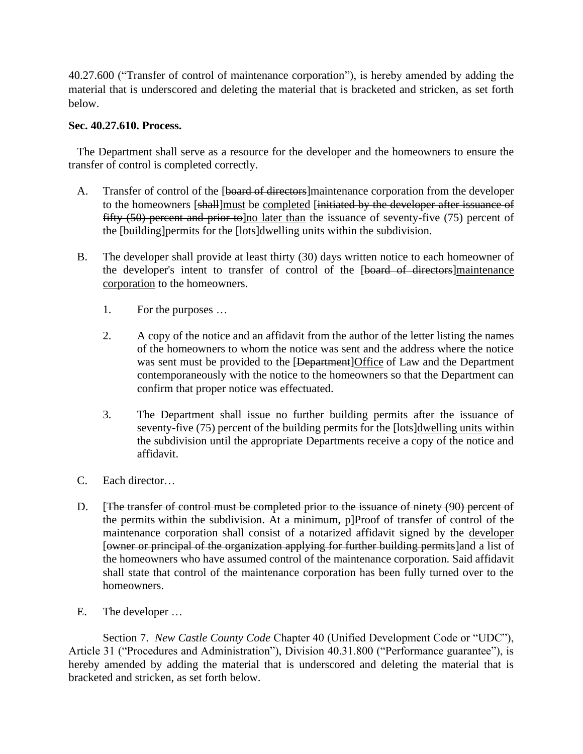40.27.600 ("Transfer of control of maintenance corporation"), is hereby amended by adding the material that is underscored and deleting the material that is bracketed and stricken, as set forth below.

**Sec. 40.27.610. Process.**

The Department shall serve as a resource for the developer and the homeowners to ensure the transfer of control is completed correctly.

A. Transfer of control of the [~~board of directors~~]maintenance corporation from the developer to the homeowners [~~shall~~]<u>must</u> be <u>completed</u> [~~initiated by the developer after issuance of fifty (50) percent and prior to~~]<u>no later than</u> the issuance of seventy-five (75) percent of the [~~building~~]permits for the [~~lots~~]<u>dwelling units</u> within the subdivision.

B. The developer shall provide at least thirty (30) days written notice to each homeowner of the developer's intent to transfer of control of the [~~board of directors~~]<u>maintenance corporation</u> to the homeowners.

   1. For the purposes …

   2. A copy of the notice and an affidavit from the author of the letter listing the names of the homeowners to whom the notice was sent and the address where the notice was sent must be provided to the [~~Department~~]<u>Office</u> of Law and the Department contemporaneously with the notice to the homeowners so that the Department can confirm that proper notice was effectuated.

   3. The Department shall issue no further building permits after the issuance of seventy-five (75) percent of the building permits for the [~~lots~~]<u>dwelling units</u> within the subdivision until the appropriate Departments receive a copy of the notice and affidavit.

C. Each director…

D. [~~The transfer of control must be completed prior to the issuance of ninety (90) percent of the permits within the subdivision. At a minimum, p~~]<u>P</u>roof of transfer of control of the maintenance corporation shall consist of a notarized affidavit signed by the <u>developer</u> [~~owner or principal of the organization applying for further building permits~~]and a list of the homeowners who have assumed control of the maintenance corporation. Said affidavit shall state that control of the maintenance corporation has been fully turned over to the homeowners.

E. The developer …

Section 7. *New Castle County Code* Chapter 40 (Unified Development Code or "UDC"), Article 31 ("Procedures and Administration"), Division 40.31.800 ("Performance guarantee"), is hereby amended by adding the material that is underscored and deleting the material that is bracketed and stricken, as set forth below.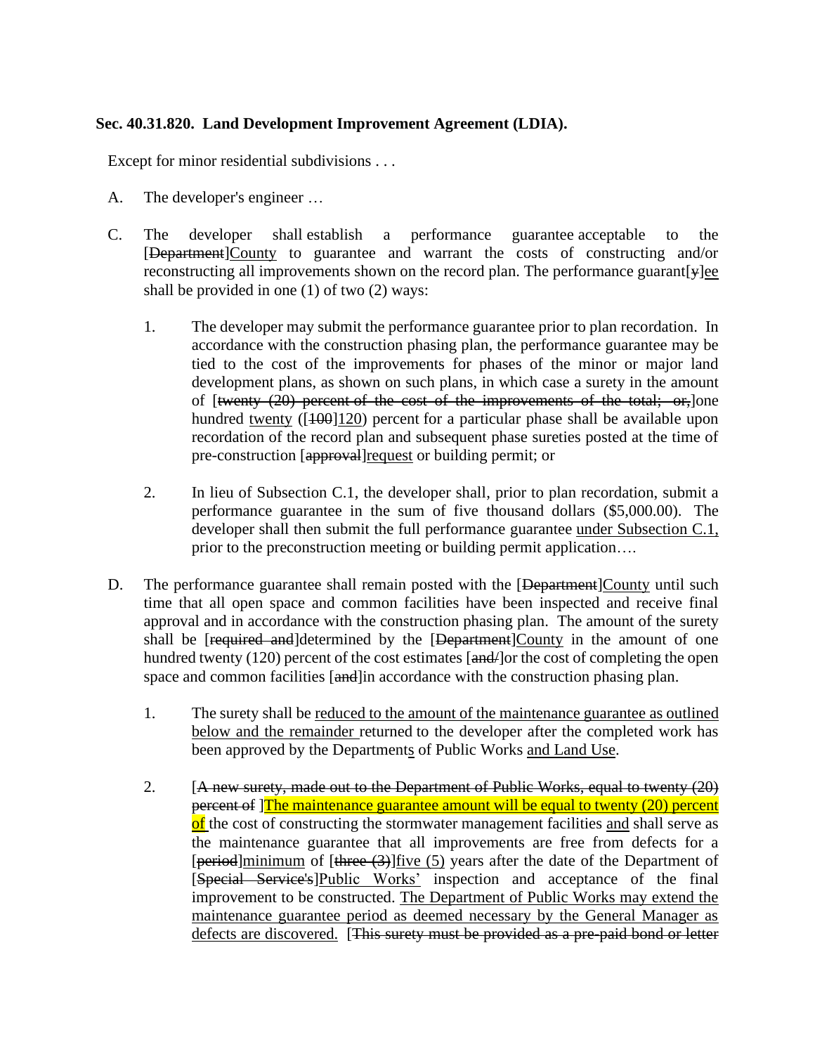**Sec. 40.31.820. Land Development Improvement Agreement (LDIA).**

Except for minor residential subdivisions . . .

A. The developer's engineer …

C. The developer shall establish a performance guarantee acceptable to the [~~Department~~]<u>County</u> to guarantee and warrant the costs of constructing and/or reconstructing all improvements shown on the record plan. The performance guarant[~~y~~]<u>ee</u> shall be provided in one (1) of two (2) ways:

1. The developer may submit the performance guarantee prior to plan recordation. In accordance with the construction phasing plan, the performance guarantee may be tied to the cost of the improvements for phases of the minor or major land development plans, as shown on such plans, in which case a surety in the amount of [~~twenty (20) percent of the cost of the improvements of the total; or,~~]one hundred <u>twenty</u> ([~~100~~]<u>120</u>) percent for a particular phase shall be available upon recordation of the record plan and subsequent phase sureties posted at the time of pre-construction [~~approval~~]<u>request</u> or building permit; or

2. In lieu of Subsection C.1, the developer shall, prior to plan recordation, submit a performance guarantee in the sum of five thousand dollars ($5,000.00). The developer shall then submit the full performance guarantee <u>under Subsection C.1,</u> prior to the preconstruction meeting or building permit application….

D. The performance guarantee shall remain posted with the [~~Department~~]<u>County</u> until such time that all open space and common facilities have been inspected and receive final approval and in accordance with the construction phasing plan. The amount of the surety shall be [~~required and~~]determined by the [~~Department~~]<u>County</u> in the amount of one hundred twenty (120) percent of the cost estimates [~~and/~~]or the cost of completing the open space and common facilities [~~and~~]in accordance with the construction phasing plan.

1. The surety shall be <u>reduced to the amount of the maintenance guarantee as outlined below and the remainder</u> returned to the developer after the completed work has been approved by the Department<u>s</u> of Public Works <u>and Land Use</u>.

2. [~~A new surety, made out to the Department of Public Works, equal to twenty (20) percent of~~ ]<u>The maintenance guarantee amount will be equal to twenty (20) percent of</u> the cost of constructing the stormwater management facilities <u>and</u> shall serve as the maintenance guarantee that all improvements are free from defects for a [~~period~~]<u>minimum</u> of [~~three (3)~~]<u>five (5)</u> years after the date of the Department of [~~Special Service's~~]<u>Public Works'</u> inspection and acceptance of the final improvement to be constructed. <u>The Department of Public Works may extend the maintenance guarantee period as deemed necessary by the General Manager as defects are discovered.</u> [~~This surety must be provided as a pre-paid bond or letter~~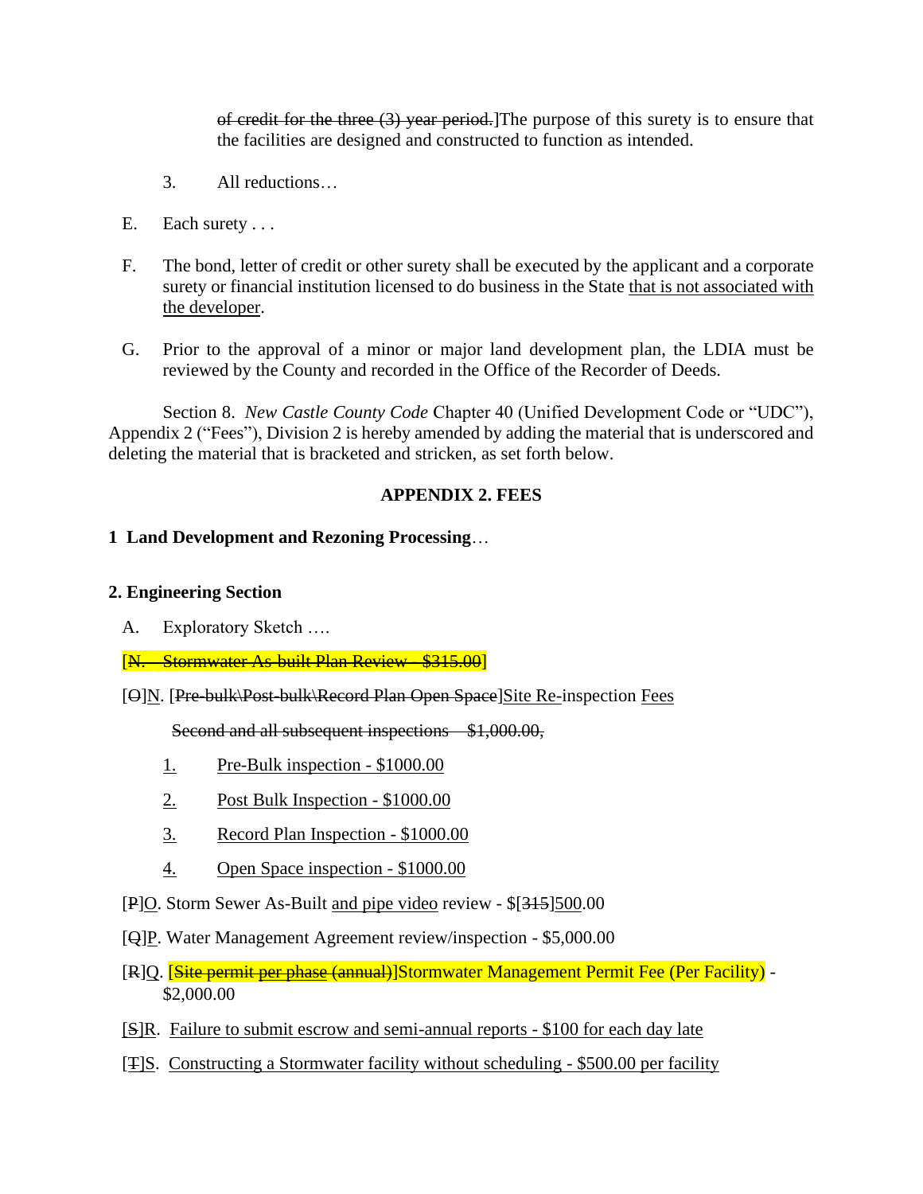~~of credit for the three (3) year period.~~]The purpose of this surety is to ensure that the facilities are designed and constructed to function as intended.

3. All reductions…

E. Each surety . . .

F. The bond, letter of credit or other surety shall be executed by the applicant and a corporate surety or financial institution licensed to do business in the State <u>that is not associated with the developer</u>.

G. Prior to the approval of a minor or major land development plan, the LDIA must be reviewed by the County and recorded in the Office of the Recorder of Deeds.

Section 8. *New Castle County Code* Chapter 40 (Unified Development Code or "UDC"), Appendix 2 ("Fees"), Division 2 is hereby amended by adding the material that is underscored and deleting the material that is bracketed and stricken, as set forth below.

**APPENDIX 2. FEES**

**1 Land Development and Rezoning Processing**…

**2. Engineering Section**

A. Exploratory Sketch ….

[~~N. Stormwater As-built Plan Review - $315.00~~]

[~~O~~]<u>N</u>. [~~Pre-bulk\Post-bulk\Record Plan Open Space~~]<u>Site Re-</u>inspection <u>Fees</u>

~~Second and all subsequent inspections – $1,000.00,~~

<u>1.</u> <u>Pre-Bulk inspection - $1000.00</u>

<u>2.</u> <u>Post Bulk Inspection - $1000.00</u>

<u>3.</u> <u>Record Plan Inspection - $1000.00</u>

<u>4.</u> <u>Open Space inspection - $1000.00</u>

[~~P~~]<u>O</u>. Storm Sewer As-Built <u>and pipe video</u> review - $[~~315~~]<u>500</u>.00

[~~Q~~]<u>P</u>. Water Management Agreement review/inspection - $5,000.00

[~~R~~]<u>Q</u>. [~~Site permit per phase (annual)~~]<u>Stormwater Management Permit Fee (Per Facility)</u> - $2,000.00

<u>[~~S~~]R. Failure to submit escrow and semi-annual reports - $100 for each day late</u>

<u>[~~T~~]S. Constructing a Stormwater facility without scheduling - $500.00 per facility</u>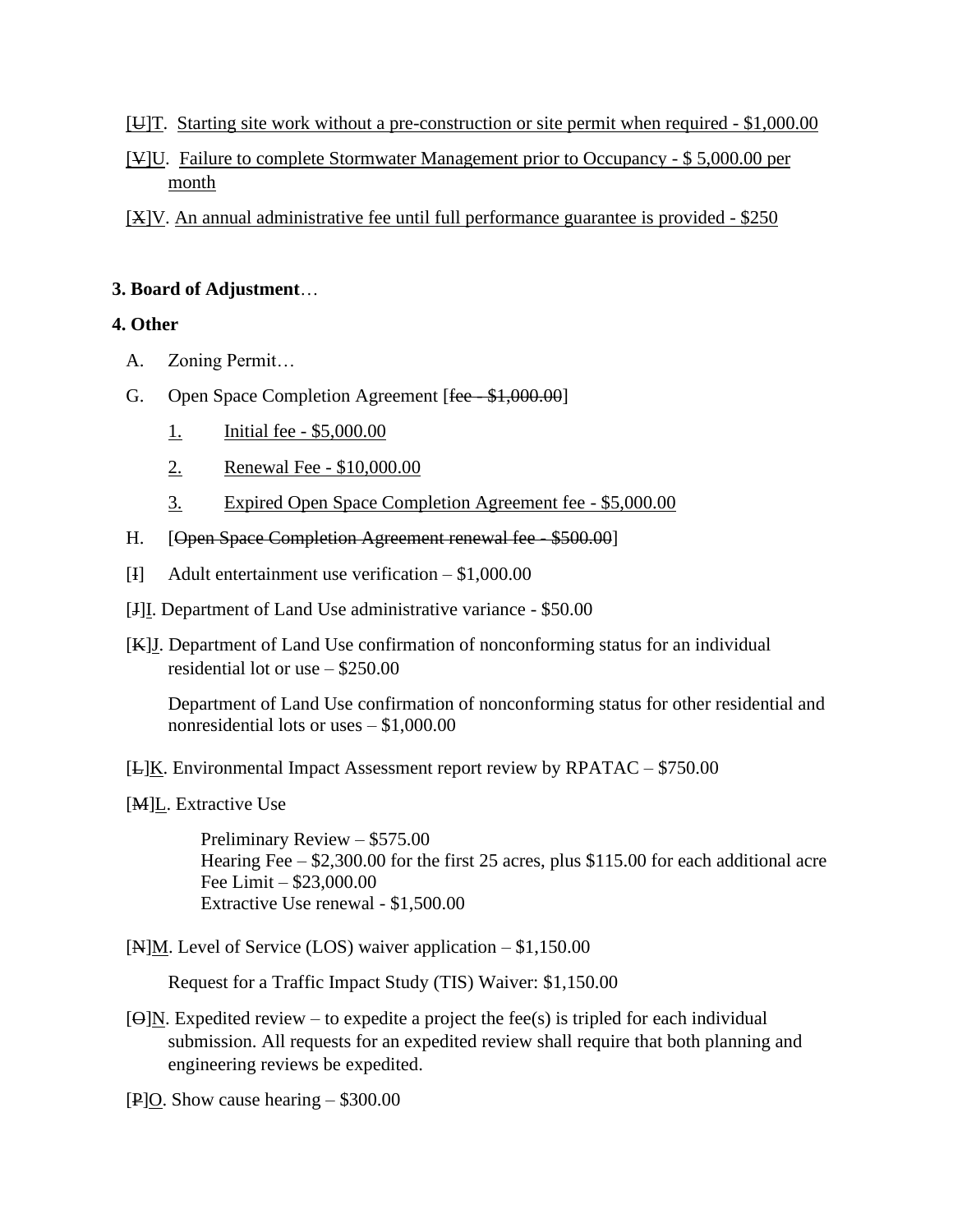[U]T. Starting site work without a pre-construction or site permit when required - $1,000.00

[V]U. Failure to complete Stormwater Management prior to Occupancy - $ 5,000.00 per month

[X]V. An annual administrative fee until full performance guarantee is provided - $250

**3. Board of Adjustment**…

**4. Other**

A. Zoning Permit…

G. Open Space Completion Agreement [~~fee - $1,000.00~~]

1. Initial fee - $5,000.00
2. Renewal Fee - $10,000.00
3. Expired Open Space Completion Agreement fee - $5,000.00

H. [~~Open Space Completion Agreement renewal fee - $500.00~~]

[I] Adult entertainment use verification – $1,000.00

[J]I. Department of Land Use administrative variance - $50.00

[K]J. Department of Land Use confirmation of nonconforming status for an individual residential lot or use – $250.00

Department of Land Use confirmation of nonconforming status for other residential and nonresidential lots or uses – $1,000.00

[L]K. Environmental Impact Assessment report review by RPATAC – $750.00

[M]L. Extractive Use

Preliminary Review – $575.00
Hearing Fee – $2,300.00 for the first 25 acres, plus $115.00 for each additional acre
Fee Limit – $23,000.00
Extractive Use renewal - $1,500.00

[N]M. Level of Service (LOS) waiver application – $1,150.00

Request for a Traffic Impact Study (TIS) Waiver: $1,150.00

[O]N. Expedited review – to expedite a project the fee(s) is tripled for each individual submission. All requests for an expedited review shall require that both planning and engineering reviews be expedited.

[P]O. Show cause hearing – $300.00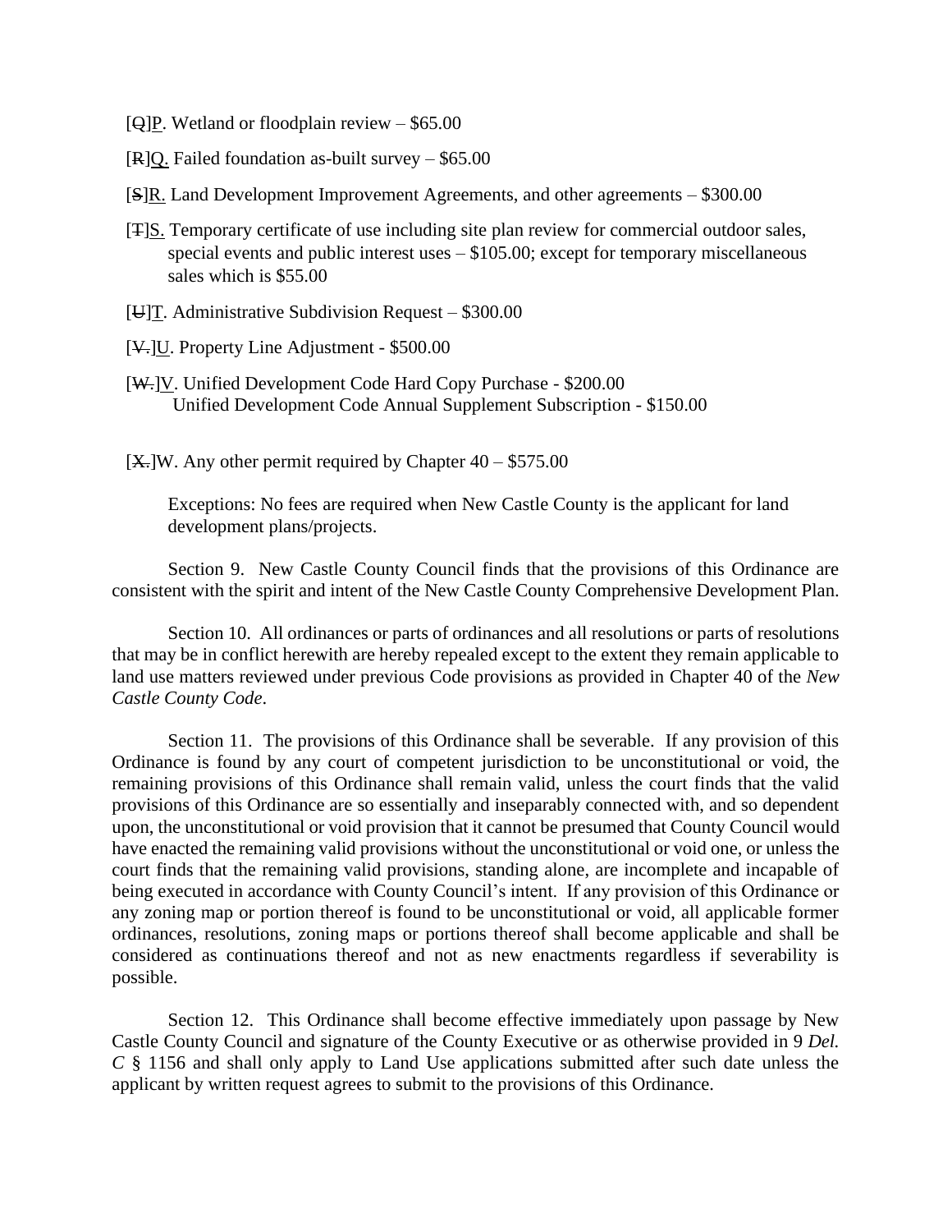[~~Q~~]P. Wetland or floodplain review – $65.00

[~~R~~]Q. Failed foundation as-built survey – $65.00

[~~S~~]R. Land Development Improvement Agreements, and other agreements – $300.00

[~~T~~]S. Temporary certificate of use including site plan review for commercial outdoor sales, special events and public interest uses – $105.00; except for temporary miscellaneous sales which is $55.00

[~~U~~]T. Administrative Subdivision Request – $300.00

[~~V.~~]U. Property Line Adjustment - $500.00

[~~W.~~]V. Unified Development Code Hard Copy Purchase - $200.00
Unified Development Code Annual Supplement Subscription - $150.00

[~~X.~~]W. Any other permit required by Chapter 40 – $575.00

Exceptions: No fees are required when New Castle County is the applicant for land development plans/projects.

Section 9. New Castle County Council finds that the provisions of this Ordinance are consistent with the spirit and intent of the New Castle County Comprehensive Development Plan.

Section 10. All ordinances or parts of ordinances and all resolutions or parts of resolutions that may be in conflict herewith are hereby repealed except to the extent they remain applicable to land use matters reviewed under previous Code provisions as provided in Chapter 40 of the *New Castle County Code*.

Section 11. The provisions of this Ordinance shall be severable. If any provision of this Ordinance is found by any court of competent jurisdiction to be unconstitutional or void, the remaining provisions of this Ordinance shall remain valid, unless the court finds that the valid provisions of this Ordinance are so essentially and inseparably connected with, and so dependent upon, the unconstitutional or void provision that it cannot be presumed that County Council would have enacted the remaining valid provisions without the unconstitutional or void one, or unless the court finds that the remaining valid provisions, standing alone, are incomplete and incapable of being executed in accordance with County Council's intent. If any provision of this Ordinance or any zoning map or portion thereof is found to be unconstitutional or void, all applicable former ordinances, resolutions, zoning maps or portions thereof shall become applicable and shall be considered as continuations thereof and not as new enactments regardless if severability is possible.

Section 12. This Ordinance shall become effective immediately upon passage by New Castle County Council and signature of the County Executive or as otherwise provided in 9 *Del. C* § 1156 and shall only apply to Land Use applications submitted after such date unless the applicant by written request agrees to submit to the provisions of this Ordinance.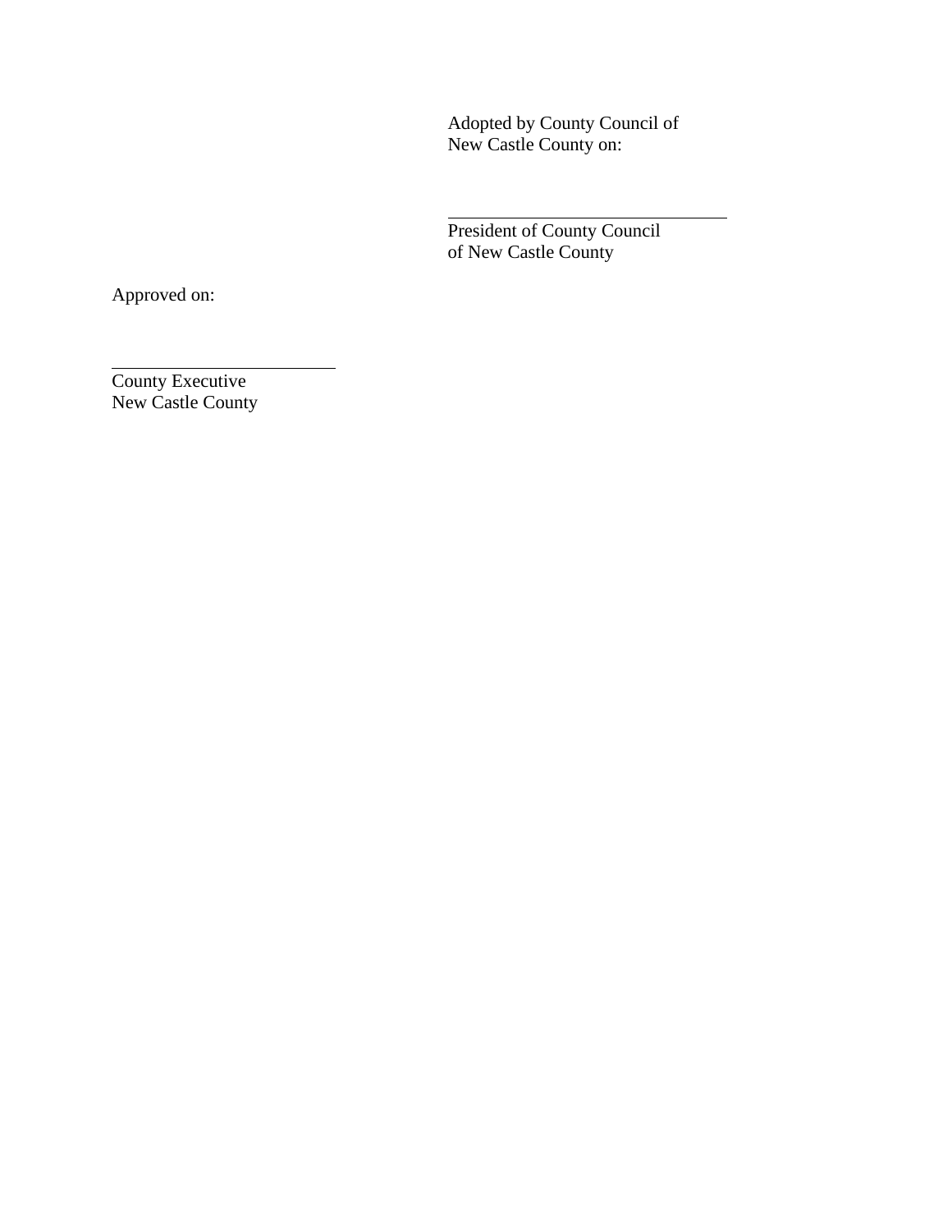Adopted by County Council of
New Castle County on:

\_\_\_\_\_\_\_\_\_\_\_\_\_\_\_\_\_\_\_\_\_\_\_\_\_\_\_\_\_\_
President of County Council
of New Castle County

Approved on:

\_\_\_\_\_\_\_\_\_\_\_\_\_\_\_\_\_\_\_\_\_\_\_\_\_\_
County Executive
New Castle County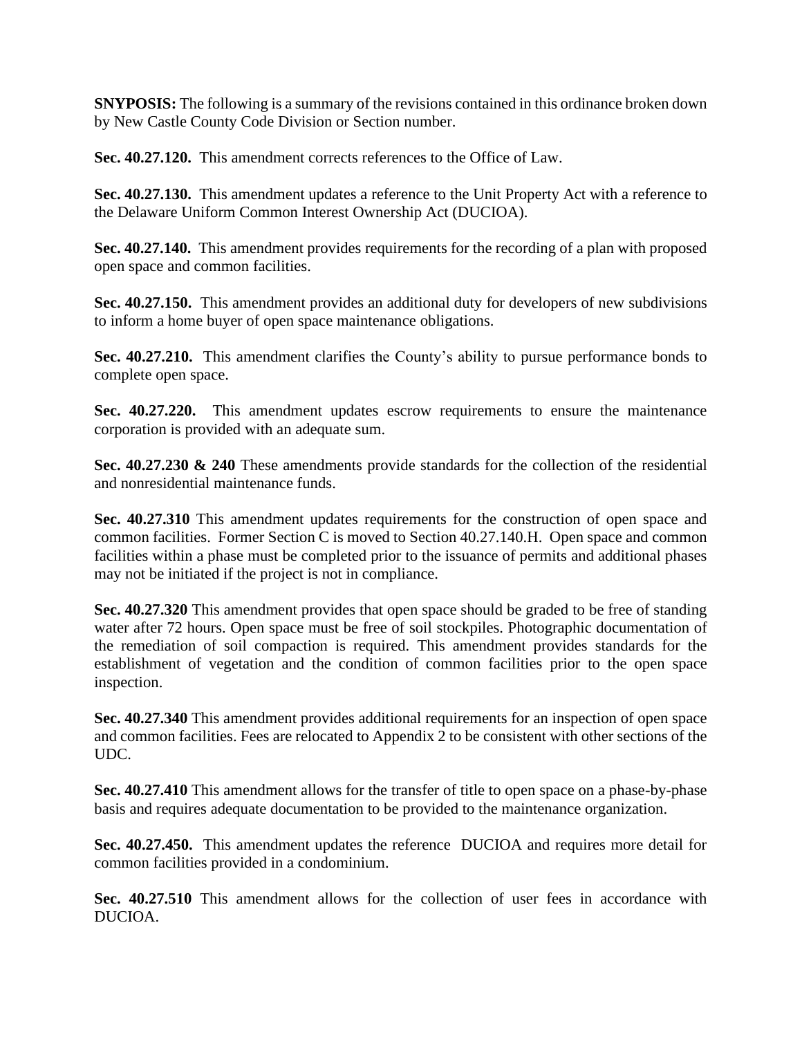**SNYPOSIS:** The following is a summary of the revisions contained in this ordinance broken down by New Castle County Code Division or Section number.

**Sec. 40.27.120.** This amendment corrects references to the Office of Law.

**Sec. 40.27.130.** This amendment updates a reference to the Unit Property Act with a reference to the Delaware Uniform Common Interest Ownership Act (DUCIOA).

**Sec. 40.27.140.** This amendment provides requirements for the recording of a plan with proposed open space and common facilities.

**Sec. 40.27.150.** This amendment provides an additional duty for developers of new subdivisions to inform a home buyer of open space maintenance obligations.

**Sec. 40.27.210.** This amendment clarifies the County's ability to pursue performance bonds to complete open space.

**Sec. 40.27.220.** This amendment updates escrow requirements to ensure the maintenance corporation is provided with an adequate sum.

**Sec. 40.27.230 & 240** These amendments provide standards for the collection of the residential and nonresidential maintenance funds.

**Sec. 40.27.310** This amendment updates requirements for the construction of open space and common facilities. Former Section C is moved to Section 40.27.140.H. Open space and common facilities within a phase must be completed prior to the issuance of permits and additional phases may not be initiated if the project is not in compliance.

**Sec. 40.27.320** This amendment provides that open space should be graded to be free of standing water after 72 hours. Open space must be free of soil stockpiles. Photographic documentation of the remediation of soil compaction is required. This amendment provides standards for the establishment of vegetation and the condition of common facilities prior to the open space inspection.

**Sec. 40.27.340** This amendment provides additional requirements for an inspection of open space and common facilities. Fees are relocated to Appendix 2 to be consistent with other sections of the UDC.

**Sec. 40.27.410** This amendment allows for the transfer of title to open space on a phase-by-phase basis and requires adequate documentation to be provided to the maintenance organization.

**Sec. 40.27.450.** This amendment updates the reference DUCIOA and requires more detail for common facilities provided in a condominium.

**Sec. 40.27.510** This amendment allows for the collection of user fees in accordance with DUCIOA.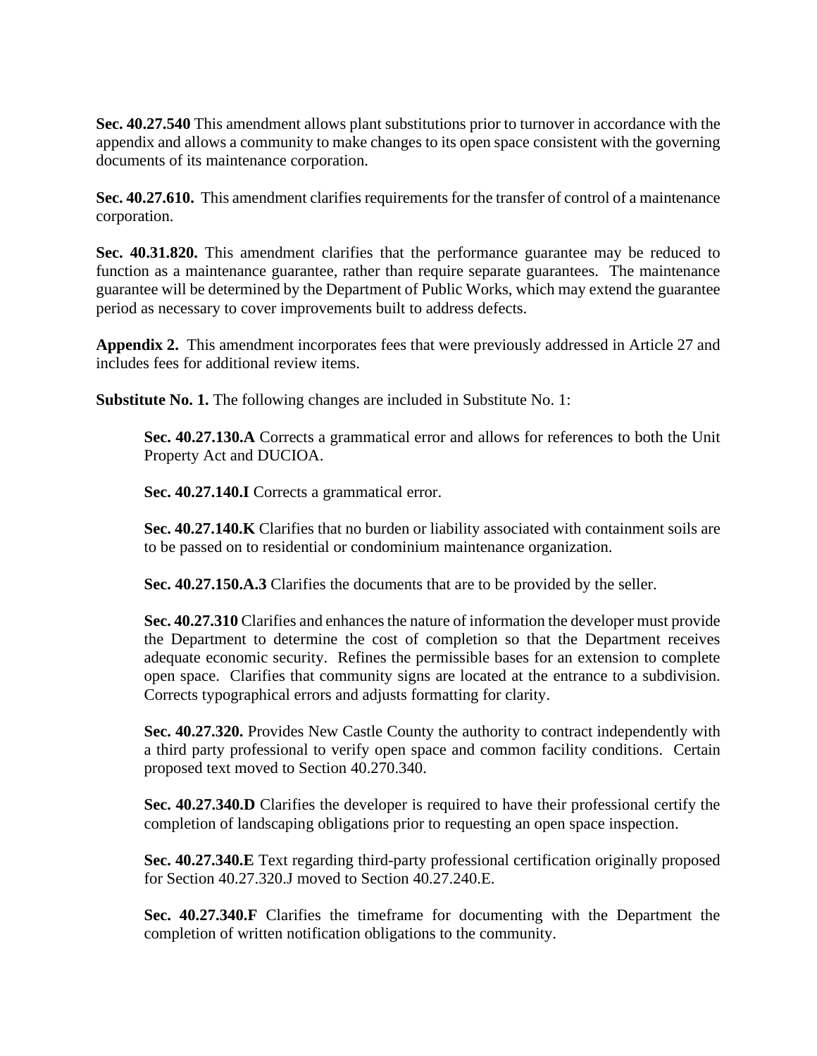**Sec. 40.27.540** This amendment allows plant substitutions prior to turnover in accordance with the appendix and allows a community to make changes to its open space consistent with the governing documents of its maintenance corporation.

**Sec. 40.27.610.** This amendment clarifies requirements for the transfer of control of a maintenance corporation.

**Sec. 40.31.820.** This amendment clarifies that the performance guarantee may be reduced to function as a maintenance guarantee, rather than require separate guarantees. The maintenance guarantee will be determined by the Department of Public Works, which may extend the guarantee period as necessary to cover improvements built to address defects.

**Appendix 2.** This amendment incorporates fees that were previously addressed in Article 27 and includes fees for additional review items.

**Substitute No. 1.** The following changes are included in Substitute No. 1:

> **Sec. 40.27.130.A** Corrects a grammatical error and allows for references to both the Unit Property Act and DUCIOA.
>
> **Sec. 40.27.140.I** Corrects a grammatical error.
>
> **Sec. 40.27.140.K** Clarifies that no burden or liability associated with containment soils are to be passed on to residential or condominium maintenance organization.
>
> **Sec. 40.27.150.A.3** Clarifies the documents that are to be provided by the seller.
>
> **Sec. 40.27.310** Clarifies and enhances the nature of information the developer must provide the Department to determine the cost of completion so that the Department receives adequate economic security. Refines the permissible bases for an extension to complete open space. Clarifies that community signs are located at the entrance to a subdivision. Corrects typographical errors and adjusts formatting for clarity.
>
> **Sec. 40.27.320.** Provides New Castle County the authority to contract independently with a third party professional to verify open space and common facility conditions. Certain proposed text moved to Section 40.270.340.
>
> **Sec. 40.27.340.D** Clarifies the developer is required to have their professional certify the completion of landscaping obligations prior to requesting an open space inspection.
>
> **Sec. 40.27.340.E** Text regarding third-party professional certification originally proposed for Section 40.27.320.J moved to Section 40.27.240.E.
>
> **Sec. 40.27.340.F** Clarifies the timeframe for documenting with the Department the completion of written notification obligations to the community.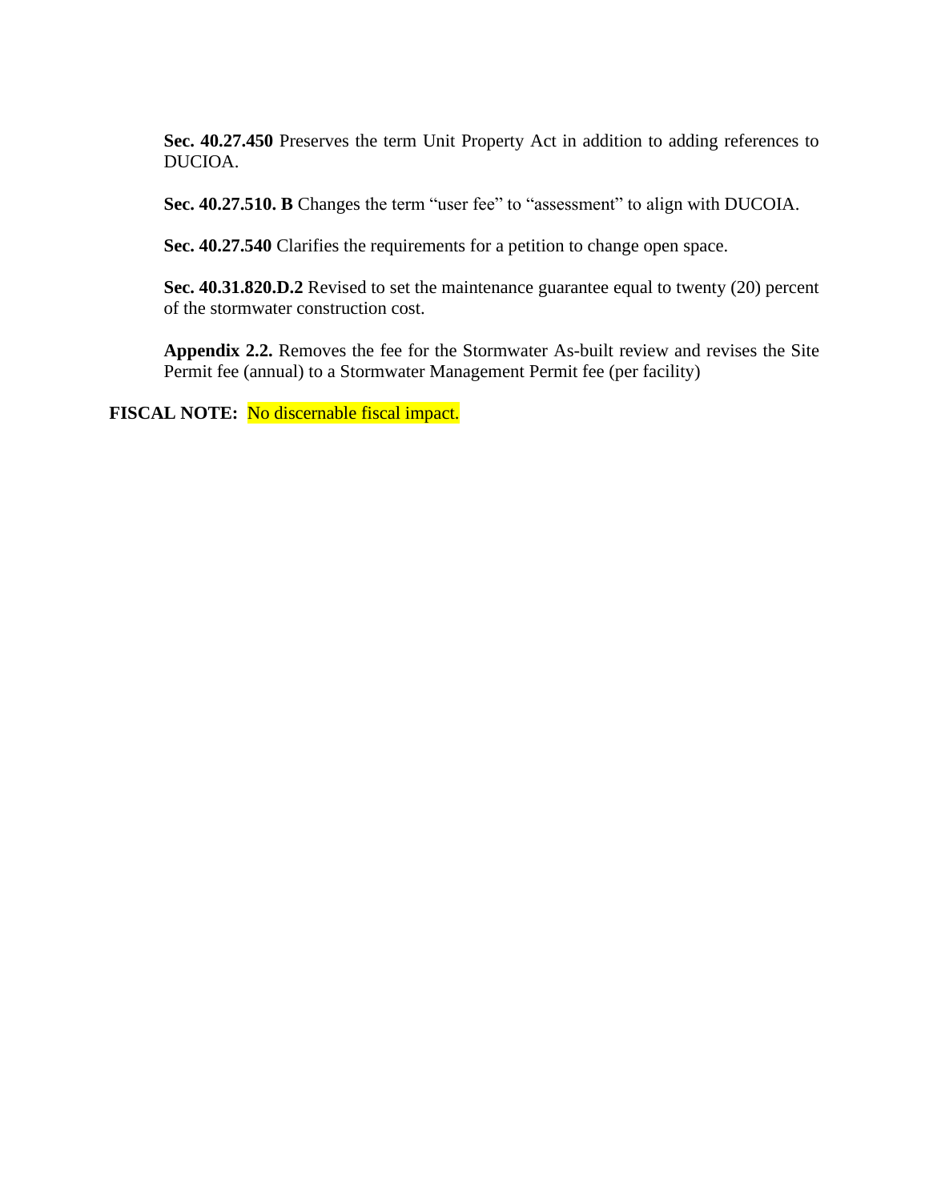**Sec. 40.27.450** Preserves the term Unit Property Act in addition to adding references to DUCIOA.

**Sec. 40.27.510. B** Changes the term "user fee" to "assessment" to align with DUCOIA.

**Sec. 40.27.540** Clarifies the requirements for a petition to change open space.

**Sec. 40.31.820.D.2** Revised to set the maintenance guarantee equal to twenty (20) percent of the stormwater construction cost.

**Appendix 2.2.** Removes the fee for the Stormwater As-built review and revises the Site Permit fee (annual) to a Stormwater Management Permit fee (per facility)

**FISCAL NOTE:** No discernable fiscal impact.